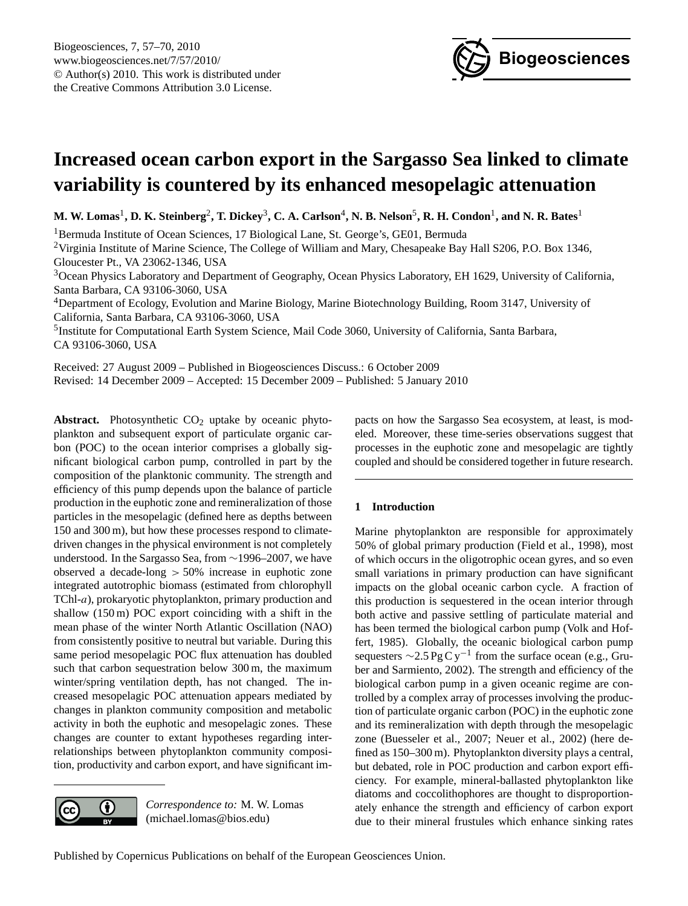# Increased ocean carbon export in the Sargasso Sea linked to climate variability is countered by its enhanced mesopelagic attenuation

**M. W. Lomas[1], D. K. Steinberg[2], T. Dickey[3], C. A. Carlson[4], N. B. Nelson[5], R. H. Condon[1], and N. R. Bates[1]**

[1]Bermuda Institute of Ocean Sciences, 17 Biological Lane, St. George's, GE01, Bermuda

[2]Virginia Institute of Marine Science, The College of William and Mary, Chesapeake Bay Hall S206, P.O. Box 1346, Gloucester Pt., VA 23062-1346, USA

[3]Ocean Physics Laboratory and Department of Geography, Ocean Physics Laboratory, EH 1629, University of California, Santa Barbara, CA 93106-3060, USA

[4]Department of Ecology, Evolution and Marine Biology, Marine Biotechnology Building, Room 3147, University of California, Santa Barbara, CA 93106-3060, USA

[5]Institute for Computational Earth System Science, Mail Code 3060, University of California, Santa Barbara, CA 93106-3060, USA

Received: 27 August 2009 – Published in Biogeosciences Discuss.: 6 October 2009
Revised: 14 December 2009 – Accepted: 15 December 2009 – Published: 5 January 2010

**Abstract.** Photosynthetic $CO_2$ uptake by oceanic phytoplankton and subsequent export of particulate organic carbon (POC) to the ocean interior comprises a globally significant biological carbon pump, controlled in part by the composition of the planktonic community. The strength and efficiency of this pump depends upon the balance of particle production in the euphotic zone and remineralization of those particles in the mesopelagic (defined here as depths between 150 and 300 m), but how these processes respond to climate-driven changes in the physical environment is not completely understood. In the Sargasso Sea, from ∼1996–2007, we have observed a decade-long > 50% increase in euphotic zone integrated autotrophic biomass (estimated from chlorophyll TChl-*a*), prokaryotic phytoplankton, primary production and shallow (150 m) POC export coinciding with a shift in the mean phase of the winter North Atlantic Oscillation (NAO) from consistently positive to neutral but variable. During this same period mesopelagic POC flux attenuation has doubled such that carbon sequestration below 300 m, the maximum winter/spring ventilation depth, has not changed. The increased mesopelagic POC attenuation appears mediated by changes in plankton community composition and metabolic activity in both the euphotic and mesopelagic zones. These changes are counter to extant hypotheses regarding interrelationships between phytoplankton community composition, productivity and carbon export, and have significant impacts on how the Sargasso Sea ecosystem, at least, is modeled. Moreover, these time-series observations suggest that processes in the euphotic zone and mesopelagic are tightly coupled and should be considered together in future research.

## 1 Introduction

Marine phytoplankton are responsible for approximately 50% of global primary production (Field et al., 1998), most of which occurs in the oligotrophic ocean gyres, and so even small variations in primary production can have significant impacts on the global oceanic carbon cycle. A fraction of this production is sequestered in the ocean interior through both active and passive settling of particulate material and has been termed the biological carbon pump (Volk and Hoffert, 1985). Globally, the oceanic biological carbon pump sequesters $\sim 2.5\,\mathrm{Pg\,C\,y^{-1}}$ from the surface ocean (e.g., Gruber and Sarmiento, 2002). The strength and efficiency of the biological carbon pump in a given oceanic regime are controlled by a complex array of processes involving the production of particulate organic carbon (POC) in the euphotic zone and its remineralization with depth through the mesopelagic zone (Buesseler et al., 2007; Neuer et al., 2002) (here defined as 150–300 m). Phytoplankton diversity plays a central, but debated, role in POC production and carbon export efficiency. For example, mineral-ballasted phytoplankton like diatoms and coccolithophores are thought to disproportionately enhance the strength and efficiency of carbon export due to their mineral frustules which enhance sinking rates

*Correspondence to:* M. W. Lomas (michael.lomas@bios.edu)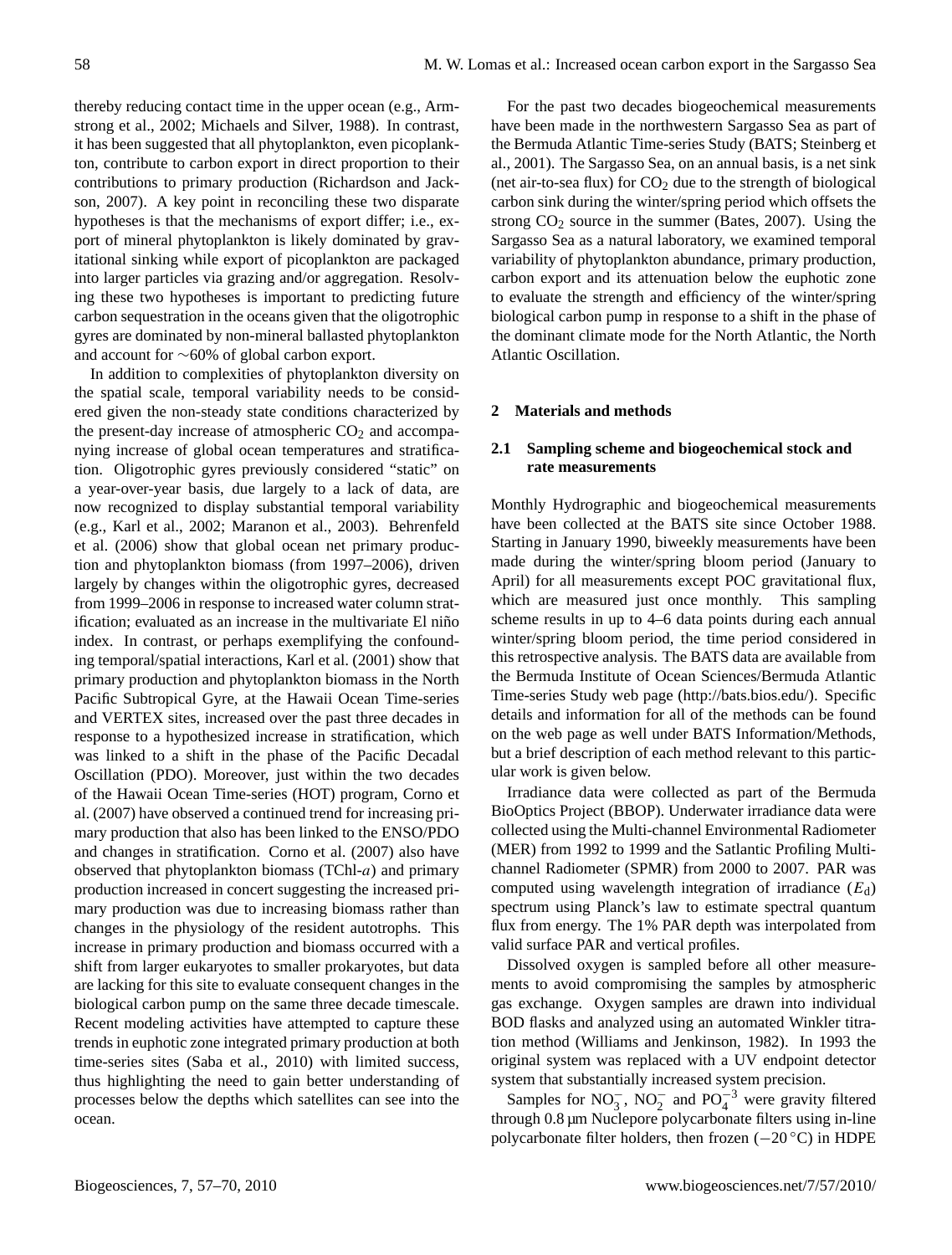thereby reducing contact time in the upper ocean (e.g., Armstrong et al., 2002; Michaels and Silver, 1988). In contrast, it has been suggested that all phytoplankton, even picoplankton, contribute to carbon export in direct proportion to their contributions to primary production (Richardson and Jackson, 2007). A key point in reconciling these two disparate hypotheses is that the mechanisms of export differ; i.e., export of mineral phytoplankton is likely dominated by gravitational sinking while export of picoplankton are packaged into larger particles via grazing and/or aggregation. Resolving these two hypotheses is important to predicting future carbon sequestration in the oceans given that the oligotrophic gyres are dominated by non-mineral ballasted phytoplankton and account for ∼60% of global carbon export.

In addition to complexities of phytoplankton diversity on the spatial scale, temporal variability needs to be considered given the non-steady state conditions characterized by the present-day increase of atmospheric $CO_2$ and accompanying increase of global ocean temperatures and stratification. Oligotrophic gyres previously considered "static" on a year-over-year basis, due largely to a lack of data, are now recognized to display substantial temporal variability (e.g., Karl et al., 2002; Maranon et al., 2003). Behrenfeld et al. (2006) show that global ocean net primary production and phytoplankton biomass (from 1997–2006), driven largely by changes within the oligotrophic gyres, decreased from 1999–2006 in response to increased water column stratification; evaluated as an increase in the multivariate El niño index. In contrast, or perhaps exemplifying the confounding temporal/spatial interactions, Karl et al. (2001) show that primary production and phytoplankton biomass in the North Pacific Subtropical Gyre, at the Hawaii Ocean Time-series and VERTEX sites, increased over the past three decades in response to a hypothesized increase in stratification, which was linked to a shift in the phase of the Pacific Decadal Oscillation (PDO). Moreover, just within the two decades of the Hawaii Ocean Time-series (HOT) program, Corno et al. (2007) have observed a continued trend for increasing primary production that also has been linked to the ENSO/PDO and changes in stratification. Corno et al. (2007) also have observed that phytoplankton biomass (TChl-*a*) and primary production increased in concert suggesting the increased primary production was due to increasing biomass rather than changes in the physiology of the resident autotrophs. This increase in primary production and biomass occurred with a shift from larger eukaryotes to smaller prokaryotes, but data are lacking for this site to evaluate consequent changes in the biological carbon pump on the same three decade timescale. Recent modeling activities have attempted to capture these trends in euphotic zone integrated primary production at both time-series sites (Saba et al., 2010) with limited success, thus highlighting the need to gain better understanding of processes below the depths which satellites can see into the ocean.

For the past two decades biogeochemical measurements have been made in the northwestern Sargasso Sea as part of the Bermuda Atlantic Time-series Study (BATS; Steinberg et al., 2001). The Sargasso Sea, on an annual basis, is a net sink (net air-to-sea flux) for $CO_2$ due to the strength of biological carbon sink during the winter/spring period which offsets the strong $CO_2$ source in the summer (Bates, 2007). Using the Sargasso Sea as a natural laboratory, we examined temporal variability of phytoplankton abundance, primary production, carbon export and its attenuation below the euphotic zone to evaluate the strength and efficiency of the winter/spring biological carbon pump in response to a shift in the phase of the dominant climate mode for the North Atlantic, the North Atlantic Oscillation.

## 2 Materials and methods

### 2.1 Sampling scheme and biogeochemical stock and rate measurements

Monthly Hydrographic and biogeochemical measurements have been collected at the BATS site since October 1988. Starting in January 1990, biweekly measurements have been made during the winter/spring bloom period (January to April) for all measurements except POC gravitational flux, which are measured just once monthly. This sampling scheme results in up to 4–6 data points during each annual winter/spring bloom period, the time period considered in this retrospective analysis. The BATS data are available from the Bermuda Institute of Ocean Sciences/Bermuda Atlantic Time-series Study web page (http://bats.bios.edu/). Specific details and information for all of the methods can be found on the web page as well under BATS Information/Methods, but a brief description of each method relevant to this particular work is given below.

Irradiance data were collected as part of the Bermuda BioOptics Project (BBOP). Underwater irradiance data were collected using the Multi-channel Environmental Radiometer (MER) from 1992 to 1999 and the Satlantic Profiling Multichannel Radiometer (SPMR) from 2000 to 2007. PAR was computed using wavelength integration of irradiance ($E_d$) spectrum using Planck's law to estimate spectral quantum flux from energy. The 1% PAR depth was interpolated from valid surface PAR and vertical profiles.

Dissolved oxygen is sampled before all other measurements to avoid compromising the samples by atmospheric gas exchange. Oxygen samples are drawn into individual BOD flasks and analyzed using an automated Winkler titration method (Williams and Jenkinson, 1982). In 1993 the original system was replaced with a UV endpoint detector system that substantially increased system precision.

Samples for $NO_3^-$, $NO_2^-$ and $PO_4^{-3}$ were gravity filtered through 0.8 µm Nuclepore polycarbonate filters using in-line polycarbonate filter holders, then frozen (−20 °C) in HDPE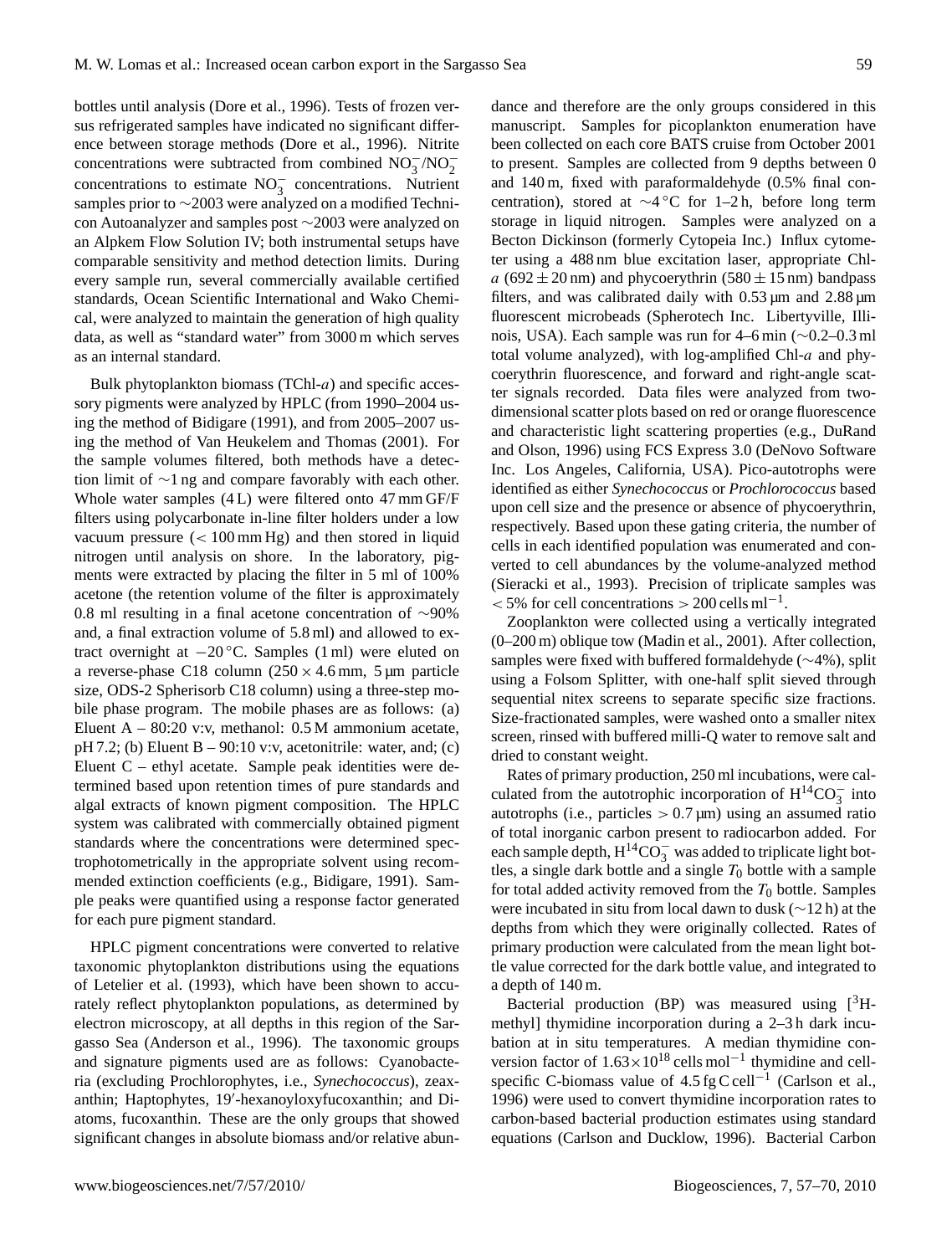bottles until analysis (Dore et al., 1996). Tests of frozen versus refrigerated samples have indicated no significant difference between storage methods (Dore et al., 1996). Nitrite concentrations were subtracted from combined $NO_3^-/NO_2^-$ concentrations to estimate $NO_3^-$ concentrations. Nutrient samples prior to ∼2003 were analyzed on a modified Technicon Autoanalyzer and samples post ∼2003 were analyzed on an Alpkem Flow Solution IV; both instrumental setups have comparable sensitivity and method detection limits. During every sample run, several commercially available certified standards, Ocean Scientific International and Wako Chemical, were analyzed to maintain the generation of high quality data, as well as "standard water" from 3000 m which serves as an internal standard.

Bulk phytoplankton biomass (TChl-*a*) and specific accessory pigments were analyzed by HPLC (from 1990–2004 using the method of Bidigare (1991), and from 2005–2007 using the method of Van Heukelem and Thomas (2001). For the sample volumes filtered, both methods have a detection limit of ∼1 ng and compare favorably with each other. Whole water samples (4 L) were filtered onto 47 mm GF/F filters using polycarbonate in-line filter holders under a low vacuum pressure (< 100 mm Hg) and then stored in liquid nitrogen until analysis on shore. In the laboratory, pigments were extracted by placing the filter in 5 ml of 100% acetone (the retention volume of the filter is approximately 0.8 ml resulting in a final acetone concentration of ∼90% and, a final extraction volume of 5.8 ml) and allowed to extract overnight at −20 °C. Samples (1 ml) were eluted on a reverse-phase C18 column (250 × 4.6 mm, 5 µm particle size, ODS-2 Spherisorb C18 column) using a three-step mobile phase program. The mobile phases are as follows: (a) Eluent A – 80:20 v:v, methanol: 0.5 M ammonium acetate, pH 7.2; (b) Eluent B – 90:10 v:v, acetonitrile: water, and; (c) Eluent C – ethyl acetate. Sample peak identities were determined based upon retention times of pure standards and algal extracts of known pigment composition. The HPLC system was calibrated with commercially obtained pigment standards where the concentrations were determined spectrophotometrically in the appropriate solvent using recommended extinction coefficients (e.g., Bidigare, 1991). Sample peaks were quantified using a response factor generated for each pure pigment standard.

HPLC pigment concentrations were converted to relative taxonomic phytoplankton distributions using the equations of Letelier et al. (1993), which have been shown to accurately reflect phytoplankton populations, as determined by electron microscopy, at all depths in this region of the Sargasso Sea (Anderson et al., 1996). The taxonomic groups and signature pigments used are as follows: Cyanobacteria (excluding Prochlorophytes, i.e., *Synechococcus*), zeaxanthin; Haptophytes, 19′-hexanoyloxyfucoxanthin; and Diatoms, fucoxanthin. These are the only groups that showed significant changes in absolute biomass and/or relative abundance and therefore are the only groups considered in this manuscript. Samples for picoplankton enumeration have been collected on each core BATS cruise from October 2001 to present. Samples are collected from 9 depths between 0 and 140 m, fixed with paraformaldehyde (0.5% final concentration), stored at ∼4 °C for 1–2 h, before long term storage in liquid nitrogen. Samples were analyzed on a Becton Dickinson (formerly Cytopeia Inc.) Influx cytometer using a 488 nm blue excitation laser, appropriate Chl-*a* (692 ± 20 nm) and phycoerythrin (580 ± 15 nm) bandpass filters, and was calibrated daily with 0.53 µm and 2.88 µm fluorescent microbeads (Spherotech Inc. Libertyville, Illinois, USA). Each sample was run for 4–6 min (∼0.2–0.3 ml total volume analyzed), with log-amplified Chl-*a* and phycoerythrin fluorescence, and forward and right-angle scatter signals recorded. Data files were analyzed from two-dimensional scatter plots based on red or orange fluorescence and characteristic light scattering properties (e.g., DuRand and Olson, 1996) using FCS Express 3.0 (DeNovo Software Inc. Los Angeles, California, USA). Pico-autotrophs were identified as either *Synechococcus* or *Prochlorococcus* based upon cell size and the presence or absence of phycoerythrin, respectively. Based upon these gating criteria, the number of cells in each identified population was enumerated and converted to cell abundances by the volume-analyzed method (Sieracki et al., 1993). Precision of triplicate samples was < 5% for cell concentrations > 200 cells $ml^{-1}$.

Zooplankton were collected using a vertically integrated (0–200 m) oblique tow (Madin et al., 2001). After collection, samples were fixed with buffered formaldehyde (∼4%), split using a Folsom Splitter, with one-half split sieved through sequential nitex screens to separate specific size fractions. Size-fractionated samples, were washed onto a smaller nitex screen, rinsed with buffered milli-Q water to remove salt and dried to constant weight.

Rates of primary production, 250 ml incubations, were calculated from the autotrophic incorporation of $H^{14}CO_3^-$ into autotrophs (i.e., particles > 0.7 µm) using an assumed ratio of total inorganic carbon present to radiocarbon added. For each sample depth, $H^{14}CO_3^-$ was added to triplicate light bottles, a single dark bottle and a single $T_0$ bottle with a sample for total added activity removed from the $T_0$ bottle. Samples were incubated in situ from local dawn to dusk (∼12 h) at the depths from which they were originally collected. Rates of primary production were calculated from the mean light bottle value corrected for the dark bottle value, and integrated to a depth of 140 m.

Bacterial production (BP) was measured using [$^3$H-methyl] thymidine incorporation during a 2–3 h dark incubation at in situ temperatures. A median thymidine conversion factor of $1.63 \times 10^{18}$ cells $mol^{-1}$ thymidine and cell-specific C-biomass value of 4.5 fg C $cell^{-1}$ (Carlson et al., 1996) were used to convert thymidine incorporation rates to carbon-based bacterial production estimates using standard equations (Carlson and Ducklow, 1996). Bacterial Carbon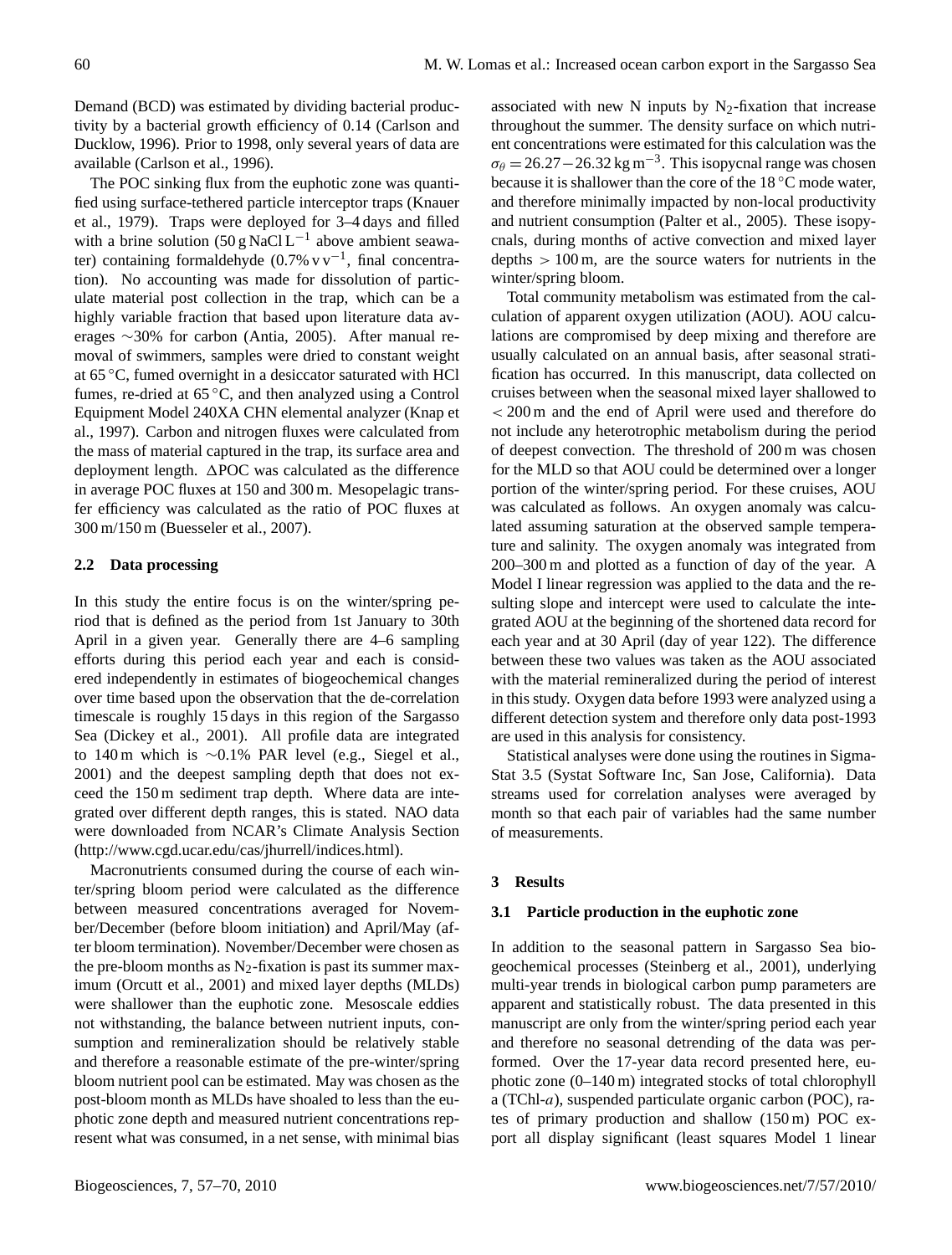Demand (BCD) was estimated by dividing bacterial productivity by a bacterial growth efficiency of 0.14 (Carlson and Ducklow, 1996). Prior to 1998, only several years of data are available (Carlson et al., 1996).

The POC sinking flux from the euphotic zone was quantified using surface-tethered particle interceptor traps (Knauer et al., 1979). Traps were deployed for 3–4 days and filled with a brine solution (50 g NaCl $L^{-1}$ above ambient seawater) containing formaldehyde (0.7% v $v^{-1}$, final concentration). No accounting was made for dissolution of particulate material post collection in the trap, which can be a highly variable fraction that based upon literature data averages ∼30% for carbon (Antia, 2005). After manual removal of swimmers, samples were dried to constant weight at 65 °C, fumed overnight in a desiccator saturated with HCl fumes, re-dried at 65 °C, and then analyzed using a Control Equipment Model 240XA CHN elemental analyzer (Knap et al., 1997). Carbon and nitrogen fluxes were calculated from the mass of material captured in the trap, its surface area and deployment length. ΔPOC was calculated as the difference in average POC fluxes at 150 and 300 m. Mesopelagic transfer efficiency was calculated as the ratio of POC fluxes at 300 m/150 m (Buesseler et al., 2007).

### 2.2 Data processing

In this study the entire focus is on the winter/spring period that is defined as the period from 1st January to 30th April in a given year. Generally there are 4–6 sampling efforts during this period each year and each is considered independently in estimates of biogeochemical changes over time based upon the observation that the de-correlation timescale is roughly 15 days in this region of the Sargasso Sea (Dickey et al., 2001). All profile data are integrated to 140 m which is ∼0.1% PAR level (e.g., Siegel et al., 2001) and the deepest sampling depth that does not exceed the 150 m sediment trap depth. Where data are integrated over different depth ranges, this is stated. NAO data were downloaded from NCAR's Climate Analysis Section (http://www.cgd.ucar.edu/cas/jhurrell/indices.html).

Macronutrients consumed during the course of each winter/spring bloom period were calculated as the difference between measured concentrations averaged for November/December (before bloom initiation) and April/May (after bloom termination). November/December were chosen as the pre-bloom months as $N_2$-fixation is past its summer maximum (Orcutt et al., 2001) and mixed layer depths (MLDs) were shallower than the euphotic zone. Mesoscale eddies not withstanding, the balance between nutrient inputs, consumption and remineralization should be relatively stable and therefore a reasonable estimate of the pre-winter/spring bloom nutrient pool can be estimated. May was chosen as the post-bloom month as MLDs have shoaled to less than the euphotic zone depth and measured nutrient concentrations represent what was consumed, in a net sense, with minimal bias associated with new N inputs by $N_2$-fixation that increase throughout the summer. The density surface on which nutrient concentrations were estimated for this calculation was the $\sigma_\theta = 26.27-26.32$ kg $m^{-3}$. This isopycnal range was chosen because it is shallower than the core of the 18 °C mode water, and therefore minimally impacted by non-local productivity and nutrient consumption (Palter et al., 2005). These isopycnals, during months of active convection and mixed layer depths $> 100$ m, are the source waters for nutrients in the winter/spring bloom.

Total community metabolism was estimated from the calculation of apparent oxygen utilization (AOU). AOU calculations are compromised by deep mixing and therefore are usually calculated on an annual basis, after seasonal stratification has occurred. In this manuscript, data collected on cruises between when the seasonal mixed layer shallowed to $< 200$ m and the end of April were used and therefore do not include any heterotrophic metabolism during the period of deepest convection. The threshold of 200 m was chosen for the MLD so that AOU could be determined over a longer portion of the winter/spring period. For these cruises, AOU was calculated as follows. An oxygen anomaly was calculated assuming saturation at the observed sample temperature and salinity. The oxygen anomaly was integrated from 200–300 m and plotted as a function of day of the year. A Model I linear regression was applied to the data and the resulting slope and intercept were used to calculate the integrated AOU at the beginning of the shortened data record for each year and at 30 April (day of year 122). The difference between these two values was taken as the AOU associated with the material remineralized during the period of interest in this study. Oxygen data before 1993 were analyzed using a different detection system and therefore only data post-1993 are used in this analysis for consistency.

Statistical analyses were done using the routines in SigmaStat 3.5 (Systat Software Inc, San Jose, California). Data streams used for correlation analyses were averaged by month so that each pair of variables had the same number of measurements.

## 3 Results

### 3.1 Particle production in the euphotic zone

In addition to the seasonal pattern in Sargasso Sea biogeochemical processes (Steinberg et al., 2001), underlying multi-year trends in biological carbon pump parameters are apparent and statistically robust. The data presented in this manuscript are only from the winter/spring period each year and therefore no seasonal detrending of the data was performed. Over the 17-year data record presented here, euphotic zone (0–140 m) integrated stocks of total chlorophyll a (TChl-*a*), suspended particulate organic carbon (POC), rates of primary production and shallow (150 m) POC export all display significant (least squares Model 1 linear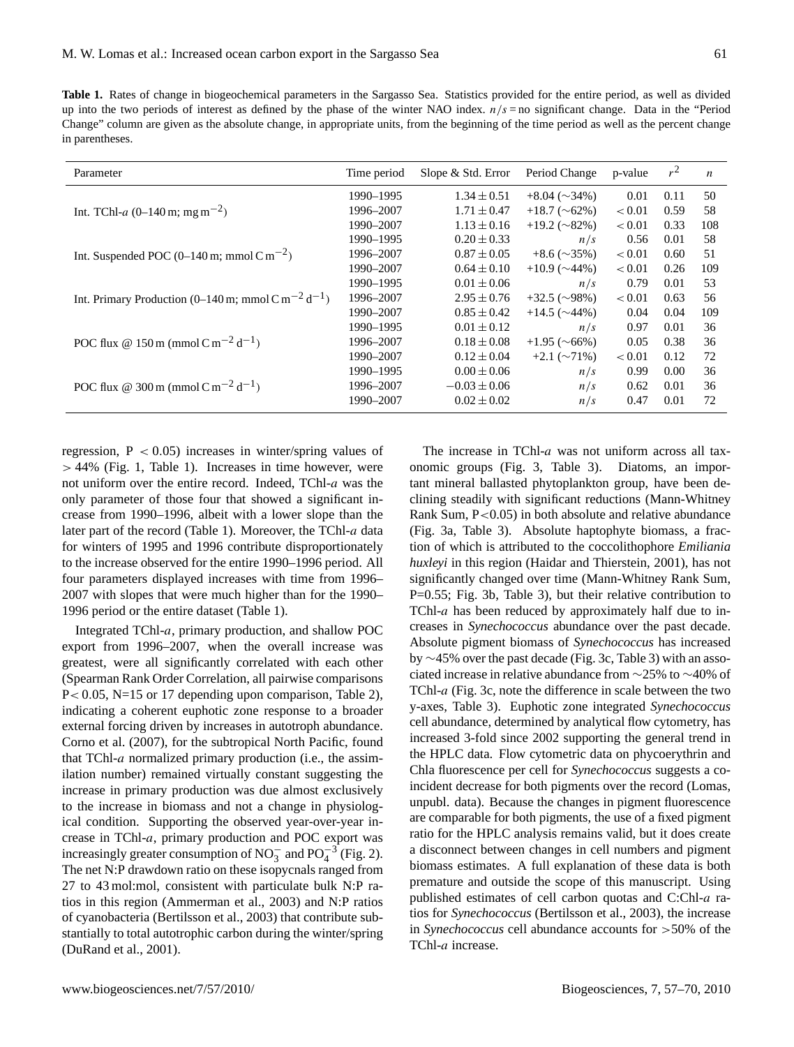**Table 1.** Rates of change in biogeochemical parameters in the Sargasso Sea. Statistics provided for the entire period, as well as divided up into the two periods of interest as defined by the phase of the winter NAO index. $n/s$ = no significant change. Data in the "Period Change" column are given as the absolute change, in appropriate units, from the beginning of the time period as well as the percent change in parentheses.

| Parameter | Time period | Slope & Std. Error | Period Change | p-value | $r^2$ | $n$ |
|---|---|---|---|---|---|---|
| Int. TChl-$a$ (0–140 m; $mg\,m^{-2}$) | 1990–1995 | $1.34 \pm 0.51$ | +8.04 (∼34%) | 0.01 | 0.11 | 50 |
| | 1996–2007 | $1.71 \pm 0.47$ | +18.7 (∼62%) | $< 0.01$ | 0.59 | 58 |
| | 1990–2007 | $1.13 \pm 0.16$ | +19.2 (∼82%) | $< 0.01$ | 0.33 | 108 |
| Int. Suspended POC (0–140 m; $mmol\,C\,m^{-2}$) | 1990–1995 | $0.20 \pm 0.33$ | $n/s$ | 0.56 | 0.01 | 58 |
| | 1996–2007 | $0.87 \pm 0.05$ | +8.6 (∼35%) | $< 0.01$ | 0.60 | 51 |
| | 1990–2007 | $0.64 \pm 0.10$ | +10.9 (∼44%) | $< 0.01$ | 0.26 | 109 |
| Int. Primary Production (0–140 m; $mmol\,C\,m^{-2}\,d^{-1}$) | 1990–1995 | $0.01 \pm 0.06$ | $n/s$ | 0.79 | 0.01 | 53 |
| | 1996–2007 | $2.95 \pm 0.76$ | +32.5 (∼98%) | $< 0.01$ | 0.63 | 56 |
| | 1990–2007 | $0.85 \pm 0.42$ | +14.5 (∼44%) | 0.04 | 0.04 | 109 |
| POC flux @ 150 m ($mmol\,C\,m^{-2}\,d^{-1}$) | 1990–1995 | $0.01 \pm 0.12$ | $n/s$ | 0.97 | 0.01 | 36 |
| | 1996–2007 | $0.18 \pm 0.08$ | +1.95 (∼66%) | 0.05 | 0.38 | 36 |
| | 1990–2007 | $0.12 \pm 0.04$ | +2.1 (∼71%) | $< 0.01$ | 0.12 | 72 |
| POC flux @ 300 m ($mmol\,C\,m^{-2}\,d^{-1}$) | 1990–1995 | $0.00 \pm 0.06$ | $n/s$ | 0.99 | 0.00 | 36 |
| | 1996–2007 | $-0.03 \pm 0.06$ | $n/s$ | 0.62 | 0.01 | 36 |
| | 1990–2007 | $0.02 \pm 0.02$ | $n/s$ | 0.47 | 0.01 | 72 |

regression, $P < 0.05$) increases in winter/spring values of $> 44\%$ (Fig. 1, Table 1). Increases in time however, were not uniform over the entire record. Indeed, TChl-$a$ was the only parameter of those four that showed a significant increase from 1990–1996, albeit with a lower slope than the later part of the record (Table 1). Moreover, the TChl-$a$ data for winters of 1995 and 1996 contribute disproportionately to the increase observed for the entire 1990–1996 period. All four parameters displayed increases with time from 1996–2007 with slopes that were much higher than for the 1990–1996 period or the entire dataset (Table 1).

Integrated TChl-$a$, primary production, and shallow POC export from 1996–2007, when the overall increase was greatest, were all significantly correlated with each other (Spearman Rank Order Correlation, all pairwise comparisons $P < 0.05$, N=15 or 17 depending upon comparison, Table 2), indicating a coherent euphotic zone response to a broader external forcing driven by increases in autotroph abundance. Corno et al. (2007), for the subtropical North Pacific, found that TChl-$a$ normalized primary production (i.e., the assimilation number) remained virtually constant suggesting the increase in primary production was due almost exclusively to the increase in biomass and not a change in physiological condition. Supporting the observed year-over-year increase in TChl-$a$, primary production and POC export was increasingly greater consumption of $NO_3^-$ and $PO_4^{-3}$ (Fig. 2). The net N:P drawdown ratio on these isopycnals ranged from 27 to 43 mol:mol, consistent with particulate bulk N:P ratios in this region (Ammerman et al., 2003) and N:P ratios of cyanobacteria (Bertilsson et al., 2003) that contribute substantially to total autotrophic carbon during the winter/spring (DuRand et al., 2001).

The increase in TChl-$a$ was not uniform across all taxonomic groups (Fig. 3, Table 3). Diatoms, an important mineral ballasted phytoplankton group, have been declining steadily with significant reductions (Mann-Whitney Rank Sum, $P < 0.05$) in both absolute and relative abundance (Fig. 3a, Table 3). Absolute haptophyte biomass, a fraction of which is attributed to the coccolithophore *Emiliania huxleyi* in this region (Haidar and Thierstein, 2001), has not significantly changed over time (Mann-Whitney Rank Sum, P=0.55; Fig. 3b, Table 3), but their relative contribution to TChl-$a$ has been reduced by approximately half due to increases in *Synechococcus* abundance over the past decade. Absolute pigment biomass of *Synechococcus* has increased by ∼45% over the past decade (Fig. 3c, Table 3) with an associated increase in relative abundance from ∼25% to ∼40% of TChl-$a$ (Fig. 3c, note the difference in scale between the two y-axes, Table 3). Euphotic zone integrated *Synechococcus* cell abundance, determined by analytical flow cytometry, has increased 3-fold since 2002 supporting the general trend in the HPLC data. Flow cytometric data on phycoerythrin and Chla fluorescence per cell for *Synechococcus* suggests a coincident decrease for both pigments over the record (Lomas, unpubl. data). Because the changes in pigment fluorescence are comparable for both pigments, the use of a fixed pigment ratio for the HPLC analysis remains valid, but it does create a disconnect between changes in cell numbers and pigment biomass estimates. A full explanation of these data is both premature and outside the scope of this manuscript. Using published estimates of cell carbon quotas and C:Chl-$a$ ratios for *Synechococcus* (Bertilsson et al., 2003), the increase in *Synechococcus* cell abundance accounts for $>50\%$ of the TChl-$a$ increase.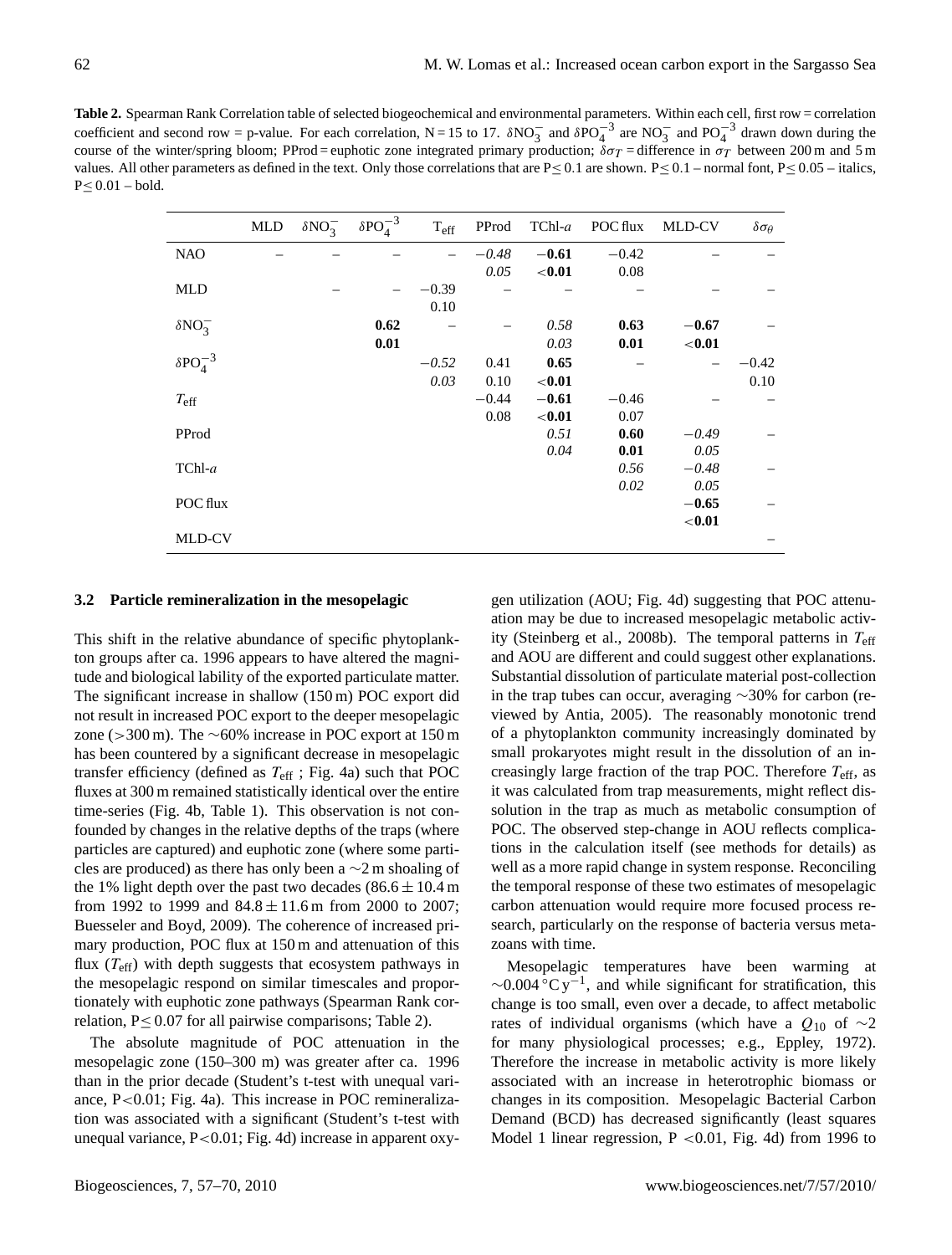**Table 2.** Spearman Rank Correlation table of selected biogeochemical and environmental parameters. Within each cell, first row = correlation coefficient and second row = p-value. For each correlation, N = 15 to 17. $\delta NO_3^-$ and $\delta PO_4^{-3}$ are $NO_3^-$ and $PO_4^{-3}$ drawn down during the course of the winter/spring bloom; PProd = euphotic zone integrated primary production; $\delta\sigma_T$ = difference in $\sigma_T$ between 200 m and 5 m values. All other parameters as defined in the text. Only those correlations that are P ≤ 0.1 are shown. P ≤ 0.1 – normal font, P ≤ 0.05 – italics, P ≤ 0.01 – bold.

| | MLD | $\delta NO_3^-$ | $\delta PO_4^{-3}$ | $T_{eff}$ | PProd | TChl-*a* | POC flux | MLD-CV | $\delta\sigma_\theta$ |
|---|---|---|---|---|---|---|---|---|---|
| NAO | – | – | – | – | *−0.48* | **−0.61** | −0.42 | – | – |
| | | | | | *0.05* | **<0.01** | 0.08 | | |
| MLD | | – | – | −0.39 | – | – | – | – | – |
| | | | | 0.10 | | | | | |
| $\delta NO_3^-$ | | | **0.62** | – | – | *0.58* | **0.63** | **−0.67** | – |
| | | | **0.01** | | | *0.03* | **0.01** | **<0.01** | |
| $\delta PO_4^{-3}$ | | | | *−0.52* | 0.41 | **0.65** | – | – | −0.42 |
| | | | | *0.03* | 0.10 | **<0.01** | | | 0.10 |
| $T_{eff}$ | | | | | −0.44 | **−0.61** | −0.46 | – | – |
| | | | | | 0.08 | **<0.01** | 0.07 | | |
| PProd | | | | | | *0.51* | **0.60** | *−0.49* | – |
| | | | | | | *0.04* | **0.01** | *0.05* | |
| TChl-*a* | | | | | | | *0.56* | *−0.48* | – |
| | | | | | | | *0.02* | *0.05* | |
| POC flux | | | | | | | | **−0.65** | – |
| | | | | | | | | **<0.01** | |
| MLD-CV | | | | | | | | | – |

### 3.2 Particle remineralization in the mesopelagic

This shift in the relative abundance of specific phytoplankton groups after ca. 1996 appears to have altered the magnitude and biological lability of the exported particulate matter. The significant increase in shallow (150 m) POC export did not result in increased POC export to the deeper mesopelagic zone (>300 m). The ~60% increase in POC export at 150 m has been countered by a significant decrease in mesopelagic transfer efficiency (defined as $T_{eff}$ ; Fig. 4a) such that POC fluxes at 300 m remained statistically identical over the entire time-series (Fig. 4b, Table 1). This observation is not confounded by changes in the relative depths of the traps (where particles are captured) and euphotic zone (where some particles are produced) as there has only been a ~2 m shoaling of the 1% light depth over the past two decades (86.6 ± 10.4 m from 1992 to 1999 and 84.8 ± 11.6 m from 2000 to 2007; Buesseler and Boyd, 2009). The coherence of increased primary production, POC flux at 150 m and attenuation of this flux ($T_{eff}$) with depth suggests that ecosystem pathways in the mesopelagic respond on similar timescales and proportionately with euphotic zone pathways (Spearman Rank correlation, P ≤ 0.07 for all pairwise comparisons; Table 2).

The absolute magnitude of POC attenuation in the mesopelagic zone (150–300 m) was greater after ca. 1996 than in the prior decade (Student's t-test with unequal variance, P < 0.01; Fig. 4a). This increase in POC remineralization was associated with a significant (Student's t-test with unequal variance, P < 0.01; Fig. 4d) increase in apparent oxygen utilization (AOU; Fig. 4d) suggesting that POC attenuation may be due to increased mesopelagic metabolic activity (Steinberg et al., 2008b). The temporal patterns in $T_{eff}$ and AOU are different and could suggest other explanations. Substantial dissolution of particulate material post-collection in the trap tubes can occur, averaging ~30% for carbon (reviewed by Antia, 2005). The reasonably monotonic trend of a phytoplankton community increasingly dominated by small prokaryotes might result in the dissolution of an increasingly large fraction of the trap POC. Therefore $T_{eff}$, as it was calculated from trap measurements, might reflect dissolution in the trap as much as metabolic consumption of POC. The observed step-change in AOU reflects complications in the calculation itself (see methods for details) as well as a more rapid change in system response. Reconciling the temporal response of these two estimates of mesopelagic carbon attenuation would require more focused process research, particularly on the response of bacteria versus metazoans with time.

Mesopelagic temperatures have been warming at ~0.004 °C $y^{-1}$, and while significant for stratification, this change is too small, even over a decade, to affect metabolic rates of individual organisms (which have a $Q_{10}$ of ~2 for many physiological processes; e.g., Eppley, 1972). Therefore the increase in metabolic activity is more likely associated with an increase in heterotrophic biomass or changes in its composition. Mesopelagic Bacterial Carbon Demand (BCD) has decreased significantly (least squares Model 1 linear regression, P < 0.01, Fig. 4d) from 1996 to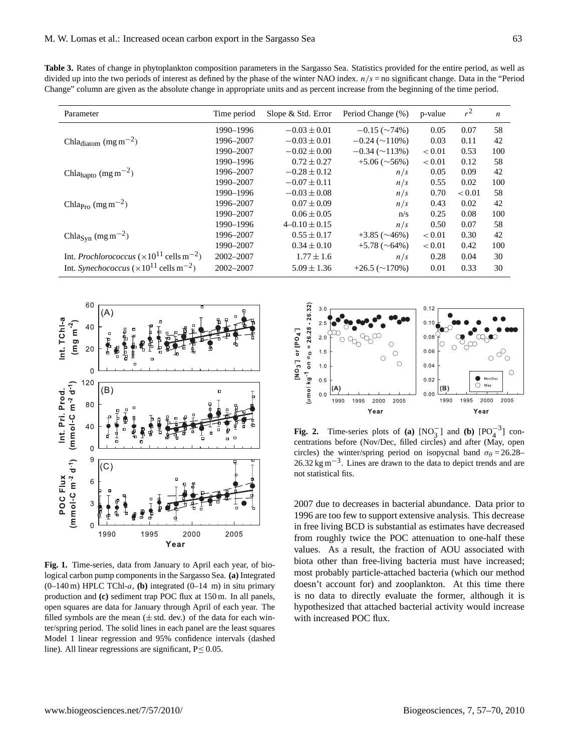**Table 3.** Rates of change in phytoplankton composition parameters in the Sargasso Sea. Statistics provided for the entire period, as well as divided up into the two periods of interest as defined by the phase of the winter NAO index. $n/s$ = no significant change. Data in the "Period Change" column are given as the absolute change in appropriate units and as percent increase from the beginning of the time period.

| Parameter | Time period | Slope & Std. Error | Period Change (%) | p-value | $r^2$ | $n$ |
|---|---|---|---|---|---|---|
| $Chla_{diatom}$ ($mg\,m^{-2}$) | 1990–1996 | $-0.03 \pm 0.01$ | $-0.15$ (∼74%) | 0.05 | 0.07 | 58 |
| | 1996–2007 | $-0.03 \pm 0.01$ | $-0.24$ (∼110%) | 0.03 | 0.11 | 42 |
| | 1990–2007 | $-0.02 \pm 0.00$ | $-0.34$ (∼113%) | $< 0.01$ | 0.53 | 100 |
| $Chla_{hapto}$ ($mg\,m^{-2}$) | 1990–1996 | $0.72 \pm 0.27$ | +5.06 (∼56%) | $< 0.01$ | 0.12 | 58 |
| | 1996–2007 | $-0.28 \pm 0.12$ | $n/s$ | 0.05 | 0.09 | 42 |
| | 1990–2007 | $-0.07 \pm 0.11$ | $n/s$ | 0.55 | 0.02 | 100 |
| $Chla_{Pro}$ ($mg\,m^{-2}$) | 1990–1996 | $-0.03 \pm 0.08$ | $n/s$ | 0.70 | $< 0.01$ | 58 |
| | 1996–2007 | $0.07 \pm 0.09$ | $n/s$ | 0.43 | 0.02 | 42 |
| | 1990–2007 | $0.06 \pm 0.05$ | n/s | 0.25 | 0.08 | 100 |
| $Chla_{Syn}$ ($mg\,m^{-2}$) | 1990–1996 | $4–0.10 \pm 0.15$ | $n/s$ | 0.50 | 0.07 | 58 |
| | 1996–2007 | $0.55 \pm 0.17$ | +3.85 (∼46%) | $< 0.01$ | 0.30 | 42 |
| | 1990–2007 | $0.34 \pm 0.10$ | +5.78 (∼64%) | $< 0.01$ | 0.42 | 100 |
| Int. *Prochlorococcus* ($\times 10^{11}$ cells $m^{-2}$) | 2002–2007 | $1.77 \pm 1.6$ | $n/s$ | 0.28 | 0.04 | 30 |
| Int. *Synechococcus* ($\times 10^{11}$ cells $m^{-2}$) | 2002–2007 | $5.09 \pm 1.36$ | +26.5 (∼170%) | 0.01 | 0.33 | 30 |

**Fig. 1.** Time-series, data from January to April each year, of biological carbon pump components in the Sargasso Sea. **(a)** Integrated (0–140 m) HPLC TChl-*a*, **(b)** integrated (0–14 m) in situ primary production and **(c)** sediment trap POC flux at 150 m. In all panels, open squares are data for January through April of each year. The filled symbols are the mean (± std. dev.) of the data for each winter/spring period. The solid lines in each panel are the least squares Model 1 linear regression and 95% confidence intervals (dashed line). All linear regressions are significant, P ≤ 0.05.

**Fig. 2.** Time-series plots of **(a)** $[NO_3^-]$ and **(b)** $[PO_4^{-3}]$ concentrations before (Nov/Dec, filled circles) and after (May, open circles) the winter/spring period on isopycnal band $\sigma_\theta = 26.28$–$26.32\,kg\,m^{-3}$. Lines are drawn to the data to depict trends and are not statistical fits.

2007 due to decreases in bacterial abundance. Data prior to 1996 are too few to support extensive analysis. This decrease in free living BCD is substantial as estimates have decreased from roughly twice the POC attenuation to one-half these values. As a result, the fraction of AOU associated with biota other than free-living bacteria must have increased; most probably particle-attached bacteria (which our method doesn't account for) and zooplankton. At this time there is no data to directly evaluate the former, although it is hypothesized that attached bacterial activity would increase with increased POC flux.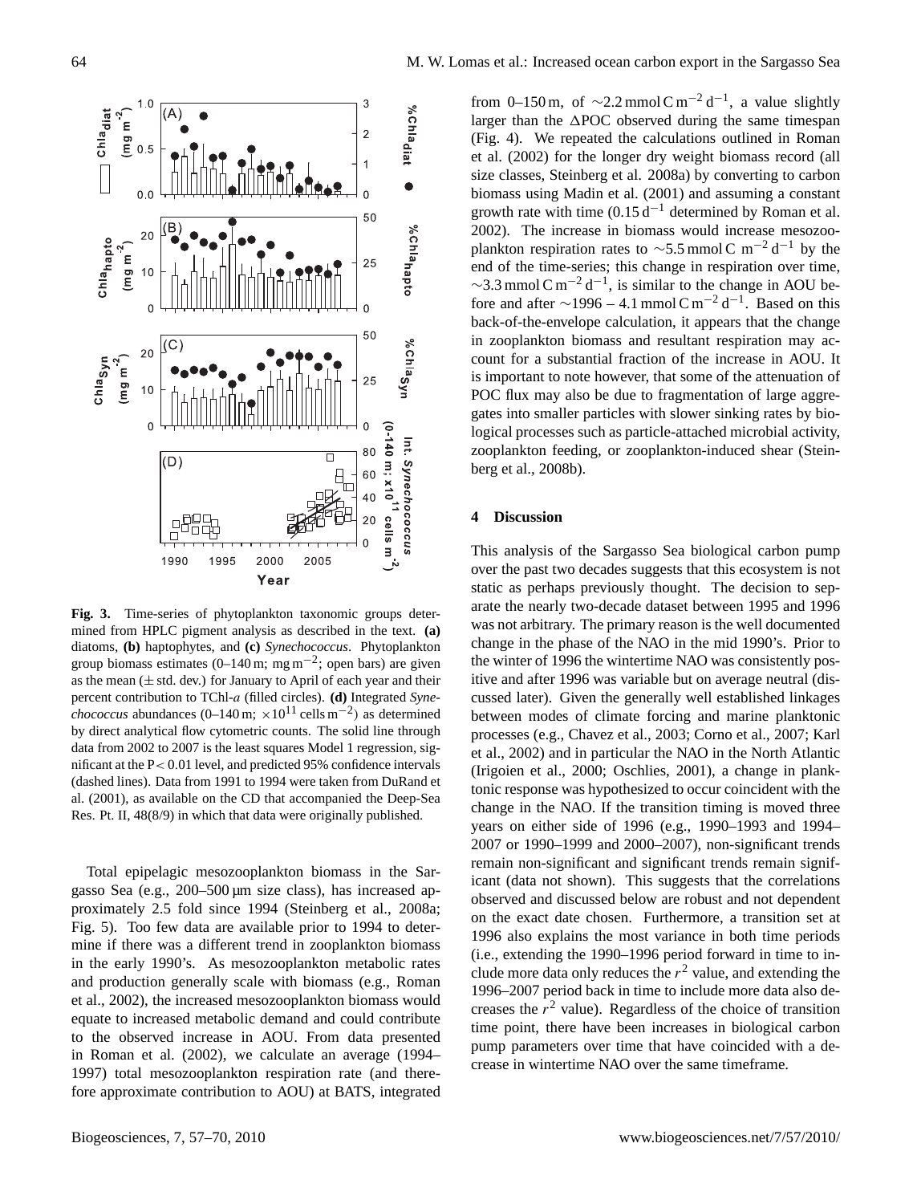**Fig. 3.** Time-series of phytoplankton taxonomic groups determined from HPLC pigment analysis as described in the text. **(a)** diatoms, **(b)** haptophytes, and **(c)** *Synechococcus*. Phytoplankton group biomass estimates (0–140 m; mg $m^{-2}$; open bars) are given as the mean ($\pm$ std. dev.) for January to April of each year and their percent contribution to TChl-*a* (filled circles). **(d)** Integrated *Synechococcus* abundances (0–140 m; $\times 10^{11}$ cells $m^{-2}$) as determined by direct analytical flow cytometric counts. The solid line through data from 2002 to 2007 is the least squares Model 1 regression, significant at the $P < 0.01$ level, and predicted 95% confidence intervals (dashed lines). Data from 1991 to 1994 were taken from DuRand et al. (2001), as available on the CD that accompanied the Deep-Sea Res. Pt. II, 48(8/9) in which that data were originally published.

Total epipelagic mesozooplankton biomass in the Sargasso Sea (e.g., 200–500 µm size class), has increased approximately 2.5 fold since 1994 (Steinberg et al., 2008a; Fig. 5). Too few data are available prior to 1994 to determine if there was a different trend in zooplankton biomass in the early 1990's. As mesozooplankton metabolic rates and production generally scale with biomass (e.g., Roman et al., 2002), the increased mesozooplankton biomass would equate to increased metabolic demand and could contribute to the observed increase in AOU. From data presented in Roman et al. (2002), we calculate an average (1994–1997) total mesozooplankton respiration rate (and therefore approximate contribution to AOU) at BATS, integrated from 0–150 m, of $\sim$2.2 mmol C $m^{-2}$ $d^{-1}$, a value slightly larger than the $\Delta$POC observed during the same timespan (Fig. 4). We repeated the calculations outlined in Roman et al. (2002) for the longer dry weight biomass record (all size classes, Steinberg et al. 2008a) by converting to carbon biomass using Madin et al. (2001) and assuming a constant growth rate with time (0.15 $d^{-1}$ determined by Roman et al. 2002). The increase in biomass would increase mesozooplankton respiration rates to $\sim$5.5 mmol C $m^{-2}$ $d^{-1}$ by the end of the time-series; this change in respiration over time, $\sim$3.3 mmol C $m^{-2}$ $d^{-1}$, is similar to the change in AOU before and after $\sim$1996 – 4.1 mmol C $m^{-2}$ $d^{-1}$. Based on this back-of-the-envelope calculation, it appears that the change in zooplankton biomass and resultant respiration may account for a substantial fraction of the increase in AOU. It is important to note however, that some of the attenuation of POC flux may also be due to fragmentation of large aggregates into smaller particles with slower sinking rates by biological processes such as particle-attached microbial activity, zooplankton feeding, or zooplankton-induced shear (Steinberg et al., 2008b).

## 4 Discussion

This analysis of the Sargasso Sea biological carbon pump over the past two decades suggests that this ecosystem is not static as perhaps previously thought. The decision to separate the nearly two-decade dataset between 1995 and 1996 was not arbitrary. The primary reason is the well documented change in the phase of the NAO in the mid 1990's. Prior to the winter of 1996 the wintertime NAO was consistently positive and after 1996 was variable but on average neutral (discussed later). Given the generally well established linkages between modes of climate forcing and marine planktonic processes (e.g., Chavez et al., 2003; Corno et al., 2007; Karl et al., 2002) and in particular the NAO in the North Atlantic (Irigoien et al., 2000; Oschlies, 2001), a change in planktonic response was hypothesized to occur coincident with the change in the NAO. If the transition timing is moved three years on either side of 1996 (e.g., 1990–1993 and 1994–2007 or 1990–1999 and 2000–2007), non-significant trends remain non-significant and significant trends remain significant (data not shown). This suggests that the correlations observed and discussed below are robust and not dependent on the exact date chosen. Furthermore, a transition set at 1996 also explains the most variance in both time periods (i.e., extending the 1990–1996 period forward in time to include more data only reduces the $r^2$ value, and extending the 1996–2007 period back in time to include more data also decreases the $r^2$ value). Regardless of the choice of transition time point, there have been increases in biological carbon pump parameters over time that have coincided with a decrease in wintertime NAO over the same timeframe.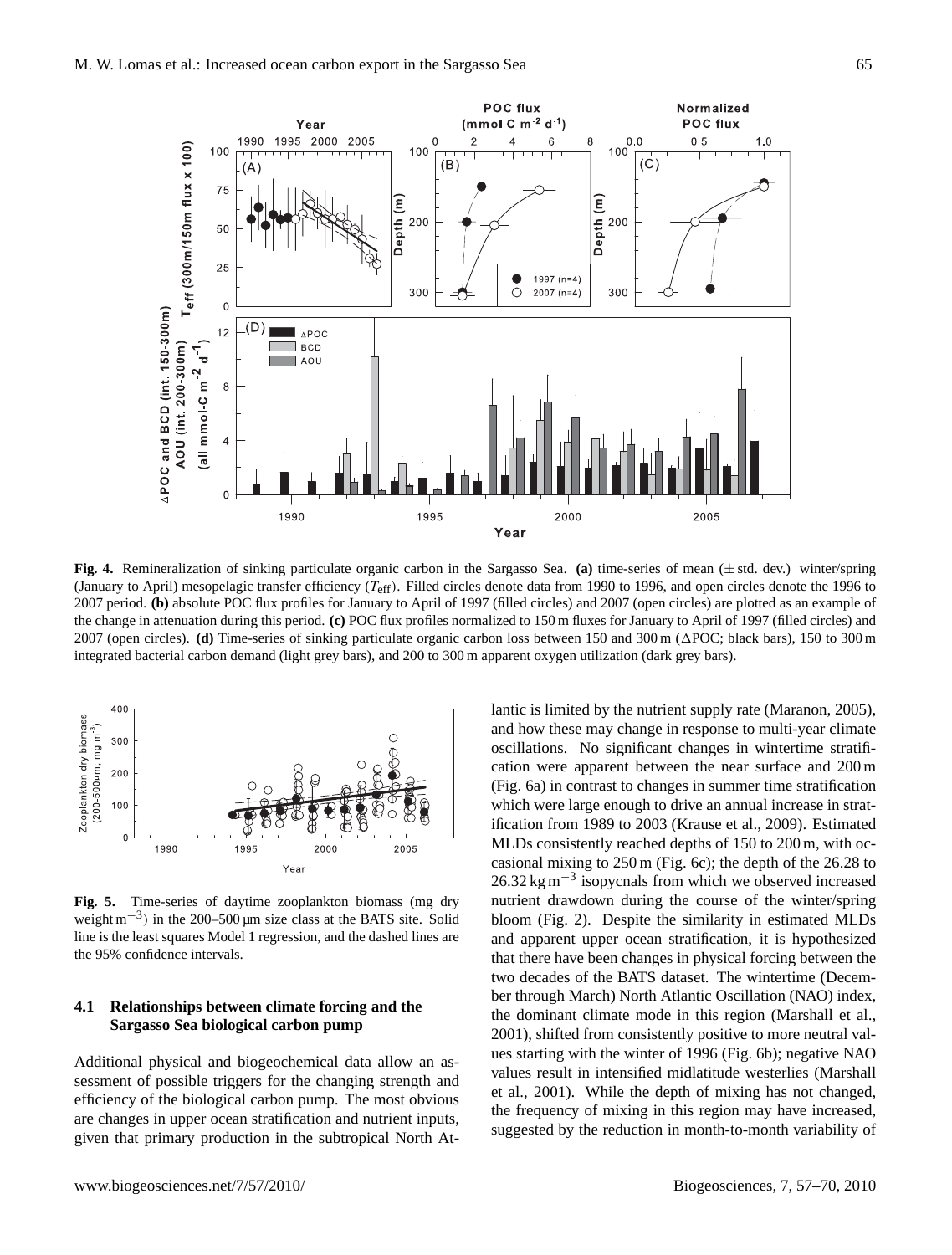**Fig. 4.** Remineralization of sinking particulate organic carbon in the Sargasso Sea. **(a)** time-series of mean (± std. dev.) winter/spring (January to April) mesopelagic transfer efficiency ($T_{eff}$). Filled circles denote data from 1990 to 1996, and open circles denote the 1996 to 2007 period. **(b)** absolute POC flux profiles for January to April of 1997 (filled circles) and 2007 (open circles) are plotted as an example of the change in attenuation during this period. **(c)** POC flux profiles normalized to 150 m fluxes for January to April of 1997 (filled circles) and 2007 (open circles). **(d)** Time-series of sinking particulate organic carbon loss between 150 and 300 m (ΔPOC; black bars), 150 to 300 m integrated bacterial carbon demand (light grey bars), and 200 to 300 m apparent oxygen utilization (dark grey bars).

**Fig. 5.** Time-series of daytime zooplankton biomass (mg dry weight $m^{-3}$) in the 200–500 µm size class at the BATS site. Solid line is the least squares Model 1 regression, and the dashed lines are the 95% confidence intervals.

### 4.1 Relationships between climate forcing and the Sargasso Sea biological carbon pump

Additional physical and biogeochemical data allow an assessment of possible triggers for the changing strength and efficiency of the biological carbon pump. The most obvious are changes in upper ocean stratification and nutrient inputs, given that primary production in the subtropical North Atlantic is limited by the nutrient supply rate (Maranon, 2005), and how these may change in response to multi-year climate oscillations. No significant changes in wintertime stratification were apparent between the near surface and 200 m (Fig. 6a) in contrast to changes in summer time stratification which were large enough to drive an annual increase in stratification from 1989 to 2003 (Krause et al., 2009). Estimated MLDs consistently reached depths of 150 to 200 m, with occasional mixing to 250 m (Fig. 6c); the depth of the 26.28 to 26.32 kg $m^{-3}$ isopycnals from which we observed increased nutrient drawdown during the course of the winter/spring bloom (Fig. 2). Despite the similarity in estimated MLDs and apparent upper ocean stratification, it is hypothesized that there have been changes in physical forcing between the two decades of the BATS dataset. The wintertime (December through March) North Atlantic Oscillation (NAO) index, the dominant climate mode in this region (Marshall et al., 2001), shifted from consistently positive to more neutral values starting with the winter of 1996 (Fig. 6b); negative NAO values result in intensified midlatitude westerlies (Marshall et al., 2001). While the depth of mixing has not changed, the frequency of mixing in this region may have increased, suggested by the reduction in month-to-month variability of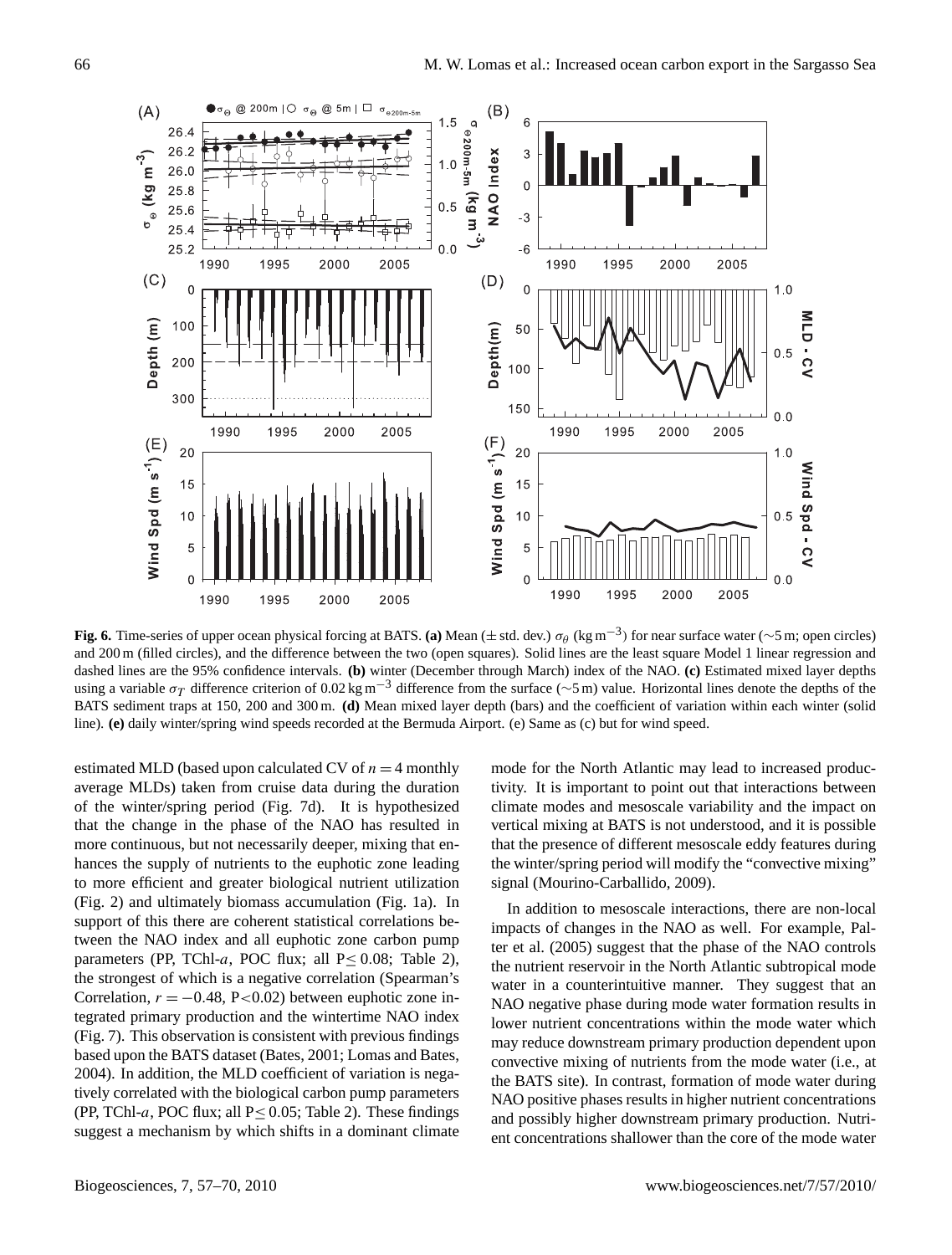**Fig. 6.** Time-series of upper ocean physical forcing at BATS. **(a)** Mean (± std. dev.) $\sigma_\theta$ (kg m$^{-3}$) for near surface water (∼5 m; open circles) and 200 m (filled circles), and the difference between the two (open squares). Solid lines are the least square Model 1 linear regression and dashed lines are the 95% confidence intervals. **(b)** winter (December through March) index of the NAO. **(c)** Estimated mixed layer depths using a variable $\sigma_T$ difference criterion of 0.02 kg m$^{-3}$ difference from the surface (∼5 m) value. Horizontal lines denote the depths of the BATS sediment traps at 150, 200 and 300 m. **(d)** Mean mixed layer depth (bars) and the coefficient of variation within each winter (solid line). **(e)** daily winter/spring wind speeds recorded at the Bermuda Airport. (e) Same as (c) but for wind speed.

estimated MLD (based upon calculated CV of $n = 4$ monthly average MLDs) taken from cruise data during the duration of the winter/spring period (Fig. 7d). It is hypothesized that the change in the phase of the NAO has resulted in more continuous, but not necessarily deeper, mixing that enhances the supply of nutrients to the euphotic zone leading to more efficient and greater biological nutrient utilization (Fig. 2) and ultimately biomass accumulation (Fig. 1a). In support of this there are coherent statistical correlations between the NAO index and all euphotic zone carbon pump parameters (PP, TChl-*a*, POC flux; all $P \leq 0.08$; Table 2), the strongest of which is a negative correlation (Spearman's Correlation, $r = -0.48$, $P < 0.02$) between euphotic zone integrated primary production and the wintertime NAO index (Fig. 7). This observation is consistent with previous findings based upon the BATS dataset (Bates, 2001; Lomas and Bates, 2004). In addition, the MLD coefficient of variation is negatively correlated with the biological carbon pump parameters (PP, TChl-*a*, POC flux; all $P \leq 0.05$; Table 2). These findings suggest a mechanism by which shifts in a dominant climate mode for the North Atlantic may lead to increased productivity. It is important to point out that interactions between climate modes and mesoscale variability and the impact on vertical mixing at BATS is not understood, and it is possible that the presence of different mesoscale eddy features during the winter/spring period will modify the "convective mixing" signal (Mourino-Carballido, 2009).

In addition to mesoscale interactions, there are non-local impacts of changes in the NAO as well. For example, Palter et al. (2005) suggest that the phase of the NAO controls the nutrient reservoir in the North Atlantic subtropical mode water in a counterintuitive manner. They suggest that an NAO negative phase during mode water formation results in lower nutrient concentrations within the mode water which may reduce downstream primary production dependent upon convective mixing of nutrients from the mode water (i.e., at the BATS site). In contrast, formation of mode water during NAO positive phases results in higher nutrient concentrations and possibly higher downstream primary production. Nutrient concentrations shallower than the core of the mode water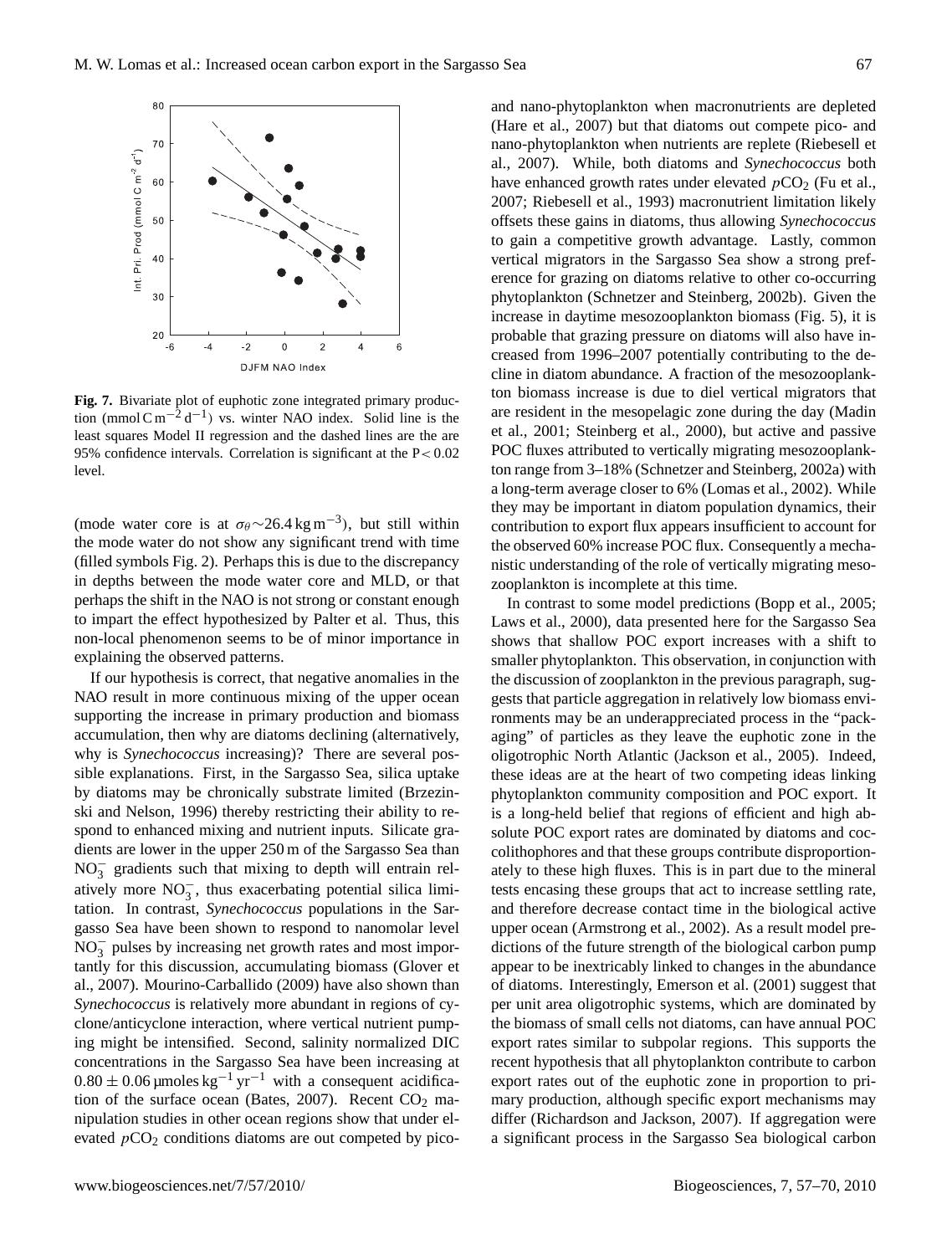**Fig. 7.** Bivariate plot of euphotic zone integrated primary production ($\mathrm{mmol\,C\,m^{-2}\,d^{-1}}$) vs. winter NAO index. Solid line is the least squares Model II regression and the dashed lines are the are 95% confidence intervals. Correlation is significant at the $P < 0.02$ level.

(mode water core is at $\sigma_\theta \sim 26.4\,\mathrm{kg\,m^{-3}}$), but still within the mode water do not show any significant trend with time (filled symbols Fig. 2). Perhaps this is due to the discrepancy in depths between the mode water core and MLD, or that perhaps the shift in the NAO is not strong or constant enough to impart the effect hypothesized by Palter et al. Thus, this non-local phenomenon seems to be of minor importance in explaining the observed patterns.

If our hypothesis is correct, that negative anomalies in the NAO result in more continuous mixing of the upper ocean supporting the increase in primary production and biomass accumulation, then why are diatoms declining (alternatively, why is *Synechococcus* increasing)? There are several possible explanations. First, in the Sargasso Sea, silica uptake by diatoms may be chronically substrate limited (Brzezinski and Nelson, 1996) thereby restricting their ability to respond to enhanced mixing and nutrient inputs. Silicate gradients are lower in the upper 250 m of the Sargasso Sea than $NO_3^-$ gradients such that mixing to depth will entrain relatively more $NO_3^-$, thus exacerbating potential silica limitation. In contrast, *Synechococcus* populations in the Sargasso Sea have been shown to respond to nanomolar level $NO_3^-$ pulses by increasing net growth rates and most importantly for this discussion, accumulating biomass (Glover et al., 2007). Mourino-Carballido (2009) have also shown than *Synechococcus* is relatively more abundant in regions of cyclone/anticyclone interaction, where vertical nutrient pumping might be intensified. Second, salinity normalized DIC concentrations in the Sargasso Sea have been increasing at $0.80 \pm 0.06\,\mathrm{\mu moles\,kg^{-1}\,yr^{-1}}$ with a consequent acidification of the surface ocean (Bates, 2007). Recent $CO_2$ manipulation studies in other ocean regions show that under elevated $pCO_2$ conditions diatoms are out competed by pico- and nano-phytoplankton when macronutrients are depleted (Hare et al., 2007) but that diatoms out compete pico- and nano-phytoplankton when nutrients are replete (Riebesell et al., 2007). While, both diatoms and *Synechococcus* both have enhanced growth rates under elevated $pCO_2$ (Fu et al., 2007; Riebesell et al., 1993) macronutrient limitation likely offsets these gains in diatoms, thus allowing *Synechococcus* to gain a competitive growth advantage. Lastly, common vertical migrators in the Sargasso Sea show a strong preference for grazing on diatoms relative to other co-occurring phytoplankton (Schnetzer and Steinberg, 2002b). Given the increase in daytime mesozooplankton biomass (Fig. 5), it is probable that grazing pressure on diatoms will also have increased from 1996–2007 potentially contributing to the decline in diatom abundance. A fraction of the mesozooplankton biomass increase is due to diel vertical migrators that are resident in the mesopelagic zone during the day (Madin et al., 2001; Steinberg et al., 2000), but active and passive POC fluxes attributed to vertically migrating mesozooplankton range from 3–18% (Schnetzer and Steinberg, 2002a) with a long-term average closer to 6% (Lomas et al., 2002). While they may be important in diatom population dynamics, their contribution to export flux appears insufficient to account for the observed 60% increase POC flux. Consequently a mechanistic understanding of the role of vertically migrating mesozooplankton is incomplete at this time.

In contrast to some model predictions (Bopp et al., 2005; Laws et al., 2000), data presented here for the Sargasso Sea shows that shallow POC export increases with a shift to smaller phytoplankton. This observation, in conjunction with the discussion of zooplankton in the previous paragraph, suggests that particle aggregation in relatively low biomass environments may be an underappreciated process in the "packaging" of particles as they leave the euphotic zone in the oligotrophic North Atlantic (Jackson et al., 2005). Indeed, these ideas are at the heart of two competing ideas linking phytoplankton community composition and POC export. It is a long-held belief that regions of efficient and high absolute POC export rates are dominated by diatoms and coccolithophores and that these groups contribute disproportionately to these high fluxes. This is in part due to the mineral tests encasing these groups that act to increase settling rate, and therefore decrease contact time in the biological active upper ocean (Armstrong et al., 2002). As a result model predictions of the future strength of the biological carbon pump appear to be inextricably linked to changes in the abundance of diatoms. Interestingly, Emerson et al. (2001) suggest that per unit area oligotrophic systems, which are dominated by the biomass of small cells not diatoms, can have annual POC export rates similar to subpolar regions. This supports the recent hypothesis that all phytoplankton contribute to carbon export rates out of the euphotic zone in proportion to primary production, although specific export mechanisms may differ (Richardson and Jackson, 2007). If aggregation were a significant process in the Sargasso Sea biological carbon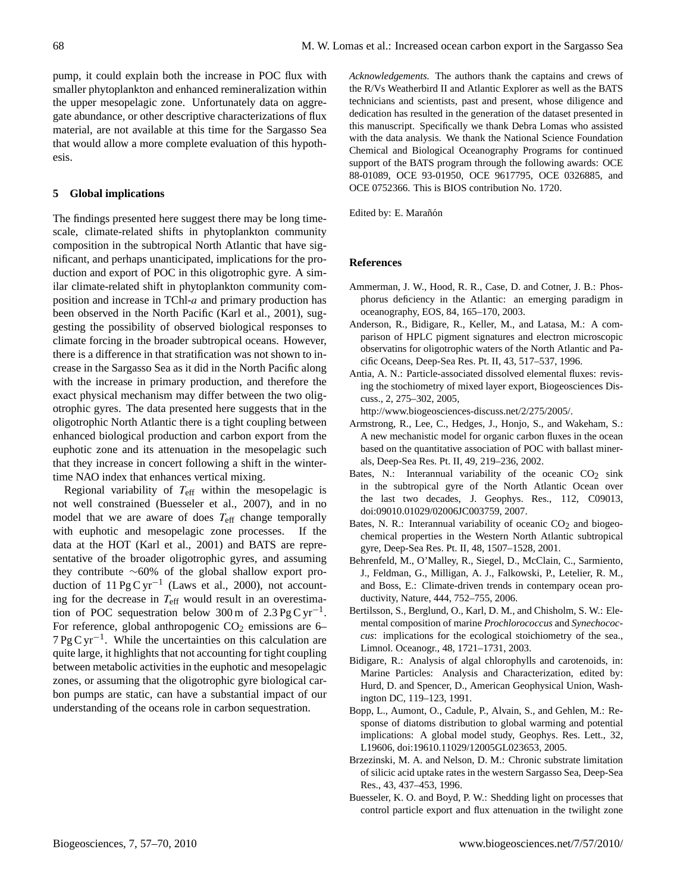pump, it could explain both the increase in POC flux with smaller phytoplankton and enhanced remineralization within the upper mesopelagic zone. Unfortunately data on aggregate abundance, or other descriptive characterizations of flux material, are not available at this time for the Sargasso Sea that would allow a more complete evaluation of this hypothesis.

## 5 Global implications

The findings presented here suggest there may be long time-scale, climate-related shifts in phytoplankton community composition in the subtropical North Atlantic that have significant, and perhaps unanticipated, implications for the production and export of POC in this oligotrophic gyre. A similar climate-related shift in phytoplankton community composition and increase in TChl-*a* and primary production has been observed in the North Pacific (Karl et al., 2001), suggesting the possibility of observed biological responses to climate forcing in the broader subtropical oceans. However, there is a difference in that stratification was not shown to increase in the Sargasso Sea as it did in the North Pacific along with the increase in primary production, and therefore the exact physical mechanism may differ between the two oligotrophic gyres. The data presented here suggests that in the oligotrophic North Atlantic there is a tight coupling between enhanced biological production and carbon export from the euphotic zone and its attenuation in the mesopelagic such that they increase in concert following a shift in the wintertime NAO index that enhances vertical mixing.

Regional variability of $T_{\mathrm{eff}}$ within the mesopelagic is not well constrained (Buesseler et al., 2007), and in no model that we are aware of does $T_{\mathrm{eff}}$ change temporally with euphotic and mesopelagic zone processes. If the data at the HOT (Karl et al., 2001) and BATS are representative of the broader oligotrophic gyres, and assuming they contribute ~60% of the global shallow export production of $11\,\mathrm{Pg\,C\,yr^{-1}}$ (Laws et al., 2000), not accounting for the decrease in $T_{\mathrm{eff}}$ would result in an overestimation of POC sequestration below 300 m of $2.3\,\mathrm{Pg\,C\,yr^{-1}}$. For reference, global anthropogenic $CO_2$ emissions are 6–$7\,\mathrm{Pg\,C\,yr^{-1}}$. While the uncertainties on this calculation are quite large, it highlights that not accounting for tight coupling between metabolic activities in the euphotic and mesopelagic zones, or assuming that the oligotrophic gyre biological carbon pumps are static, can have a substantial impact of our understanding of the oceans role in carbon sequestration.

*Acknowledgements.* The authors thank the captains and crews of the R/Vs Weatherbird II and Atlantic Explorer as well as the BATS technicians and scientists, past and present, whose diligence and dedication has resulted in the generation of the dataset presented in this manuscript. Specifically we thank Debra Lomas who assisted with the data analysis. We thank the National Science Foundation Chemical and Biological Oceanography Programs for continued support of the BATS program through the following awards: OCE 88-01089, OCE 93-01950, OCE 9617795, OCE 0326885, and OCE 0752366. This is BIOS contribution No. 1720.

Edited by: E. Marañón

## References

Ammerman, J. W., Hood, R. R., Case, D. and Cotner, J. B.: Phosphorus deficiency in the Atlantic: an emerging paradigm in oceanography, EOS, 84, 165–170, 2003.

Anderson, R., Bidigare, R., Keller, M., and Latasa, M.: A comparison of HPLC pigment signatures and electron microscopic observatins for oligotrophic waters of the North Atlantic and Pacific Oceans, Deep-Sea Res. Pt. II, 43, 517–537, 1996.

Antia, A. N.: Particle-associated dissolved elemental fluxes: revising the stochiometry of mixed layer export, Biogeosciences Discuss., 2, 275–302, 2005, http://www.biogeosciences-discuss.net/2/275/2005/.

Armstrong, R., Lee, C., Hedges, J., Honjo, S., and Wakeham, S.: A new mechanistic model for organic carbon fluxes in the ocean based on the quantitative association of POC with ballast minerals, Deep-Sea Res. Pt. II, 49, 219–236, 2002.

Bates, N.: Interannual variability of the oceanic $CO_2$ sink in the subtropical gyre of the North Atlantic Ocean over the last two decades, J. Geophys. Res., 112, C09013, doi:09010.01029/02006JC003759, 2007.

Bates, N. R.: Interannual variability of oceanic $CO_2$ and biogeochemical properties in the Western North Atlantic subtropical gyre, Deep-Sea Res. Pt. II, 48, 1507–1528, 2001.

Behrenfeld, M., O'Malley, R., Siegel, D., McClain, C., Sarmiento, J., Feldman, G., Milligan, A. J., Falkowski, P., Letelier, R. M., and Boss, E.: Climate-driven trends in contempary ocean productivity, Nature, 444, 752–755, 2006.

Bertilsson, S., Berglund, O., Karl, D. M., and Chisholm, S. W.: Elemental composition of marine *Prochlorococcus* and *Synechococcus*: implications for the ecological stoichiometry of the sea., Limnol. Oceanogr., 48, 1721–1731, 2003.

Bidigare, R.: Analysis of algal chlorophylls and carotenoids, in: Marine Particles: Analysis and Characterization, edited by: Hurd, D. and Spencer, D., American Geophysical Union, Washington DC, 119–123, 1991.

Bopp, L., Aumont, O., Cadule, P., Alvain, S., and Gehlen, M.: Response of diatoms distribution to global warming and potential implications: A global model study, Geophys. Res. Lett., 32, L19606, doi:19610.11029/12005GL023653, 2005.

Brzezinski, M. A. and Nelson, D. M.: Chronic substrate limitation of silicic acid uptake rates in the western Sargasso Sea, Deep-Sea Res., 43, 437–453, 1996.

Buesseler, K. O. and Boyd, P. W.: Shedding light on processes that control particle export and flux attenuation in the twilight zone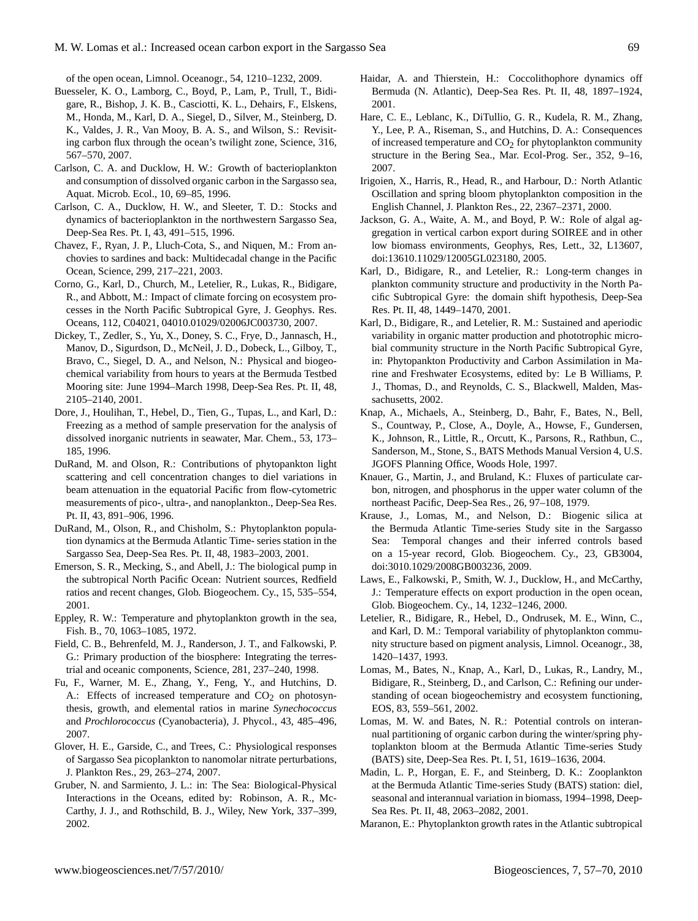of the open ocean, Limnol. Oceanogr., 54, 1210–1232, 2009.

Buesseler, K. O., Lamborg, C., Boyd, P., Lam, P., Trull, T., Bidigare, R., Bishop, J. K. B., Casciotti, K. L., Dehairs, F., Elskens, M., Honda, M., Karl, D. A., Siegel, D., Silver, M., Steinberg, D. K., Valdes, J. R., Van Mooy, B. A. S., and Wilson, S.: Revisiting carbon flux through the ocean's twilight zone, Science, 316, 567–570, 2007.

Carlson, C. A. and Ducklow, H. W.: Growth of bacterioplankton and consumption of dissolved organic carbon in the Sargasso sea, Aquat. Microb. Ecol., 10, 69–85, 1996.

Carlson, C. A., Ducklow, H. W., and Sleeter, T. D.: Stocks and dynamics of bacterioplankton in the northwestern Sargasso Sea, Deep-Sea Res. Pt. I, 43, 491–515, 1996.

Chavez, F., Ryan, J. P., Lluch-Cota, S., and Niquen, M.: From anchovies to sardines and back: Multidecadal change in the Pacific Ocean, Science, 299, 217–221, 2003.

Corno, G., Karl, D., Church, M., Letelier, R., Lukas, R., Bidigare, R., and Abbott, M.: Impact of climate forcing on ecosystem processes in the North Pacific Subtropical Gyre, J. Geophys. Res. Oceans, 112, C04021, 04010.01029/02006JC003730, 2007.

Dickey, T., Zedler, S., Yu, X., Doney, S. C., Frye, D., Jannasch, H., Manov, D., Sigurdson, D., McNeil, J. D., Dobeck, L., Gilboy, T., Bravo, C., Siegel, D. A., and Nelson, N.: Physical and biogeochemical variability from hours to years at the Bermuda Testbed Mooring site: June 1994–March 1998, Deep-Sea Res. Pt. II, 48, 2105–2140, 2001.

Dore, J., Houlihan, T., Hebel, D., Tien, G., Tupas, L., and Karl, D.: Freezing as a method of sample preservation for the analysis of dissolved inorganic nutrients in seawater, Mar. Chem., 53, 173–185, 1996.

DuRand, M. and Olson, R.: Contributions of phytopankton light scattering and cell concentration changes to diel variations in beam attenuation in the equatorial Pacific from flow-cytometric measurements of pico-, ultra-, and nanoplankton., Deep-Sea Res. Pt. II, 43, 891–906, 1996.

DuRand, M., Olson, R., and Chisholm, S.: Phytoplankton population dynamics at the Bermuda Atlantic Time- series station in the Sargasso Sea, Deep-Sea Res. Pt. II, 48, 1983–2003, 2001.

Emerson, S. R., Mecking, S., and Abell, J.: The biological pump in the subtropical North Pacific Ocean: Nutrient sources, Redfield ratios and recent changes, Glob. Biogeochem. Cy., 15, 535–554, 2001.

Eppley, R. W.: Temperature and phytoplankton growth in the sea, Fish. B., 70, 1063–1085, 1972.

Field, C. B., Behrenfeld, M. J., Randerson, J. T., and Falkowski, P. G.: Primary production of the biosphere: Integrating the terrestrial and oceanic components, Science, 281, 237–240, 1998.

Fu, F., Warner, M. E., Zhang, Y., Feng, Y., and Hutchins, D. A.: Effects of increased temperature and $CO_2$ on photosynthesis, growth, and elemental ratios in marine *Synechococcus* and *Prochlorococcus* (Cyanobacteria), J. Phycol., 43, 485–496, 2007.

Glover, H. E., Garside, C., and Trees, C.: Physiological responses of Sargasso Sea picoplankton to nanomolar nitrate perturbations, J. Plankton Res., 29, 263–274, 2007.

Gruber, N. and Sarmiento, J. L.: in: The Sea: Biological-Physical Interactions in the Oceans, edited by: Robinson, A. R., McCarthy, J. J., and Rothschild, B. J., Wiley, New York, 337–399, 2002.

Haidar, A. and Thierstein, H.: Coccolithophore dynamics off Bermuda (N. Atlantic), Deep-Sea Res. Pt. II, 48, 1897–1924, 2001.

Hare, C. E., Leblanc, K., DiTullio, G. R., Kudela, R. M., Zhang, Y., Lee, P. A., Riseman, S., and Hutchins, D. A.: Consequences of increased temperature and $CO_2$ for phytoplankton community structure in the Bering Sea., Mar. Ecol-Prog. Ser., 352, 9–16, 2007.

Irigoien, X., Harris, R., Head, R., and Harbour, D.: North Atlantic Oscillation and spring bloom phytoplankton composition in the English Channel, J. Plankton Res., 22, 2367–2371, 2000.

Jackson, G. A., Waite, A. M., and Boyd, P. W.: Role of algal aggregation in vertical carbon export during SOIREE and in other low biomass environments, Geophys, Res, Lett., 32, L13607, doi:13610.11029/12005GL023180, 2005.

Karl, D., Bidigare, R., and Letelier, R.: Long-term changes in plankton community structure and productivity in the North Pacific Subtropical Gyre: the domain shift hypothesis, Deep-Sea Res. Pt. II, 48, 1449–1470, 2001.

Karl, D., Bidigare, R., and Letelier, R. M.: Sustained and aperiodic variability in organic matter production and phototrophic microbial community structure in the North Pacific Subtropical Gyre, in: Phytopankton Productivity and Carbon Assimilation in Marine and Freshwater Ecosystems, edited by: Le B Williams, P. J., Thomas, D., and Reynolds, C. S., Blackwell, Malden, Massachusetts, 2002.

Knap, A., Michaels, A., Steinberg, D., Bahr, F., Bates, N., Bell, S., Countway, P., Close, A., Doyle, A., Howse, F., Gundersen, K., Johnson, R., Little, R., Orcutt, K., Parsons, R., Rathbun, C., Sanderson, M., Stone, S., BATS Methods Manual Version 4, U.S. JGOFS Planning Office, Woods Hole, 1997.

Knauer, G., Martin, J., and Bruland, K.: Fluxes of particulate carbon, nitrogen, and phosphorus in the upper water column of the northeast Pacific, Deep-Sea Res., 26, 97–108, 1979.

Krause, J., Lomas, M., and Nelson, D.: Biogenic silica at the Bermuda Atlantic Time-series Study site in the Sargasso Sea: Temporal changes and their inferred controls based on a 15-year record, Glob. Biogeochem. Cy., 23, GB3004, doi:3010.1029/2008GB003236, 2009.

Laws, E., Falkowski, P., Smith, W. J., Ducklow, H., and McCarthy, J.: Temperature effects on export production in the open ocean, Glob. Biogeochem. Cy., 14, 1232–1246, 2000.

Letelier, R., Bidigare, R., Hebel, D., Ondrusek, M. E., Winn, C., and Karl, D. M.: Temporal variability of phytoplankton community structure based on pigment analysis, Limnol. Oceanogr., 38, 1420–1437, 1993.

Lomas, M., Bates, N., Knap, A., Karl, D., Lukas, R., Landry, M., Bidigare, R., Steinberg, D., and Carlson, C.: Refining our understanding of ocean biogeochemistry and ecosystem functioning, EOS, 83, 559–561, 2002.

Lomas, M. W. and Bates, N. R.: Potential controls on interannual partitioning of organic carbon during the winter/spring phytoplankton bloom at the Bermuda Atlantic Time-series Study (BATS) site, Deep-Sea Res. Pt. I, 51, 1619–1636, 2004.

Madin, L. P., Horgan, E. F., and Steinberg, D. K.: Zooplankton at the Bermuda Atlantic Time-series Study (BATS) station: diel, seasonal and interannual variation in biomass, 1994–1998, Deep-Sea Res. Pt. II, 48, 2063–2082, 2001.

Maranon, E.: Phytoplankton growth rates in the Atlantic subtropical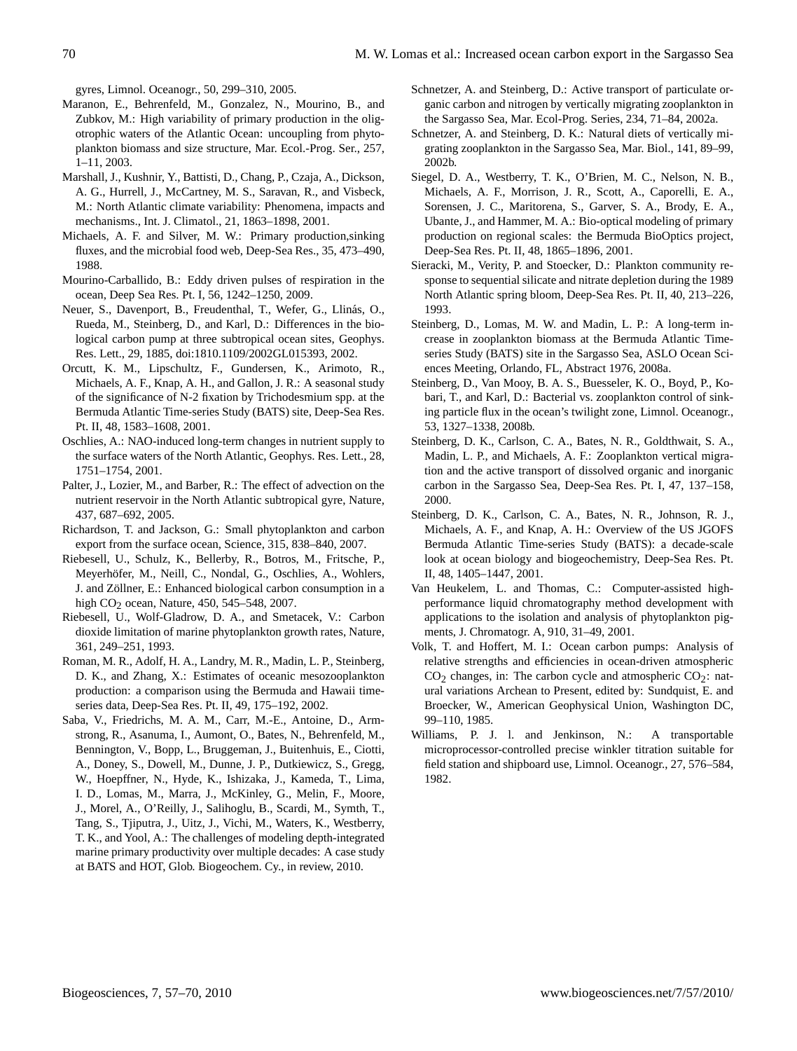gyres, Limnol. Oceanogr., 50, 299–310, 2005.

Maranon, E., Behrenfeld, M., Gonzalez, N., Mourino, B., and Zubkov, M.: High variability of primary production in the oligotrophic waters of the Atlantic Ocean: uncoupling from phytoplankton biomass and size structure, Mar. Ecol.-Prog. Ser., 257, 1–11, 2003.

Marshall, J., Kushnir, Y., Battisti, D., Chang, P., Czaja, A., Dickson, A. G., Hurrell, J., McCartney, M. S., Saravan, R., and Visbeck, M.: North Atlantic climate variability: Phenomena, impacts and mechanisms., Int. J. Climatol., 21, 1863–1898, 2001.

Michaels, A. F. and Silver, M. W.: Primary production,sinking fluxes, and the microbial food web, Deep-Sea Res., 35, 473–490, 1988.

Mourino-Carballido, B.: Eddy driven pulses of respiration in the ocean, Deep Sea Res. Pt. I, 56, 1242–1250, 2009.

Neuer, S., Davenport, B., Freudenthal, T., Wefer, G., Llinás, O., Rueda, M., Steinberg, D., and Karl, D.: Differences in the biological carbon pump at three subtropical ocean sites, Geophys. Res. Lett., 29, 1885, doi:1810.1109/2002GL015393, 2002.

Orcutt, K. M., Lipschultz, F., Gundersen, K., Arimoto, R., Michaels, A. F., Knap, A. H., and Gallon, J. R.: A seasonal study of the significance of N-2 fixation by Trichodesmium spp. at the Bermuda Atlantic Time-series Study (BATS) site, Deep-Sea Res. Pt. II, 48, 1583–1608, 2001.

Oschlies, A.: NAO-induced long-term changes in nutrient supply to the surface waters of the North Atlantic, Geophys. Res. Lett., 28, 1751–1754, 2001.

Palter, J., Lozier, M., and Barber, R.: The effect of advection on the nutrient reservoir in the North Atlantic subtropical gyre, Nature, 437, 687–692, 2005.

Richardson, T. and Jackson, G.: Small phytoplankton and carbon export from the surface ocean, Science, 315, 838–840, 2007.

Riebesell, U., Schulz, K., Bellerby, R., Botros, M., Fritsche, P., Meyerhöfer, M., Neill, C., Nondal, G., Oschlies, A., Wohlers, J. and Zöllner, E.: Enhanced biological carbon consumption in a high $CO_2$ ocean, Nature, 450, 545–548, 2007.

Riebesell, U., Wolf-Gladrow, D. A., and Smetacek, V.: Carbon dioxide limitation of marine phytoplankton growth rates, Nature, 361, 249–251, 1993.

Roman, M. R., Adolf, H. A., Landry, M. R., Madin, L. P., Steinberg, D. K., and Zhang, X.: Estimates of oceanic mesozooplankton production: a comparison using the Bermuda and Hawaii time-series data, Deep-Sea Res. Pt. II, 49, 175–192, 2002.

Saba, V., Friedrichs, M. A. M., Carr, M.-E., Antoine, D., Armstrong, R., Asanuma, I., Aumont, O., Bates, N., Behrenfeld, M., Bennington, V., Bopp, L., Bruggeman, J., Buitenhuis, E., Ciotti, A., Doney, S., Dowell, M., Dunne, J. P., Dutkiewicz, S., Gregg, W., Hoepffner, N., Hyde, K., Ishizaka, J., Kameda, T., Lima, I. D., Lomas, M., Marra, J., McKinley, G., Melin, F., Moore, J., Morel, A., O'Reilly, J., Salihoglu, B., Scardi, M., Symth, T., Tang, S., Tjiputra, J., Uitz, J., Vichi, M., Waters, K., Westberry, T. K., and Yool, A.: The challenges of modeling depth-integrated marine primary productivity over multiple decades: A case study at BATS and HOT, Glob. Biogeochem. Cy., in review, 2010.

Schnetzer, A. and Steinberg, D.: Active transport of particulate organic carbon and nitrogen by vertically migrating zooplankton in the Sargasso Sea, Mar. Ecol-Prog. Series, 234, 71–84, 2002a.

Schnetzer, A. and Steinberg, D. K.: Natural diets of vertically migrating zooplankton in the Sargasso Sea, Mar. Biol., 141, 89–99, 2002b.

Siegel, D. A., Westberry, T. K., O'Brien, M. C., Nelson, N. B., Michaels, A. F., Morrison, J. R., Scott, A., Caporelli, E. A., Sorensen, J. C., Maritorena, S., Garver, S. A., Brody, E. A., Ubante, J., and Hammer, M. A.: Bio-optical modeling of primary production on regional scales: the Bermuda BioOptics project, Deep-Sea Res. Pt. II, 48, 1865–1896, 2001.

Sieracki, M., Verity, P. and Stoecker, D.: Plankton community response to sequential silicate and nitrate depletion during the 1989 North Atlantic spring bloom, Deep-Sea Res. Pt. II, 40, 213–226, 1993.

Steinberg, D., Lomas, M. W. and Madin, L. P.: A long-term increase in zooplankton biomass at the Bermuda Atlantic Time-series Study (BATS) site in the Sargasso Sea, ASLO Ocean Sciences Meeting, Orlando, FL, Abstract 1976, 2008a.

Steinberg, D., Van Mooy, B. A. S., Buesseler, K. O., Boyd, P., Kobari, T., and Karl, D.: Bacterial vs. zooplankton control of sinking particle flux in the ocean's twilight zone, Limnol. Oceanogr., 53, 1327–1338, 2008b.

Steinberg, D. K., Carlson, C. A., Bates, N. R., Goldthwait, S. A., Madin, L. P., and Michaels, A. F.: Zooplankton vertical migration and the active transport of dissolved organic and inorganic carbon in the Sargasso Sea, Deep-Sea Res. Pt. I, 47, 137–158, 2000.

Steinberg, D. K., Carlson, C. A., Bates, N. R., Johnson, R. J., Michaels, A. F., and Knap, A. H.: Overview of the US JGOFS Bermuda Atlantic Time-series Study (BATS): a decade-scale look at ocean biology and biogeochemistry, Deep-Sea Res. Pt. II, 48, 1405–1447, 2001.

Van Heukelem, L. and Thomas, C.: Computer-assisted high-performance liquid chromatography method development with applications to the isolation and analysis of phytoplankton pigments, J. Chromatogr. A, 910, 31–49, 2001.

Volk, T. and Hoffert, M. I.: Ocean carbon pumps: Analysis of relative strengths and efficiencies in ocean-driven atmospheric $CO_2$ changes, in: The carbon cycle and atmospheric $CO_2$: natural variations Archean to Present, edited by: Sundquist, E. and Broecker, W., American Geophysical Union, Washington DC, 99–110, 1985.

Williams, P. J. l. and Jenkinson, N.: A transportable microprocessor-controlled precise winkler titration suitable for field station and shipboard use, Limnol. Oceanogr., 27, 576–584, 1982.